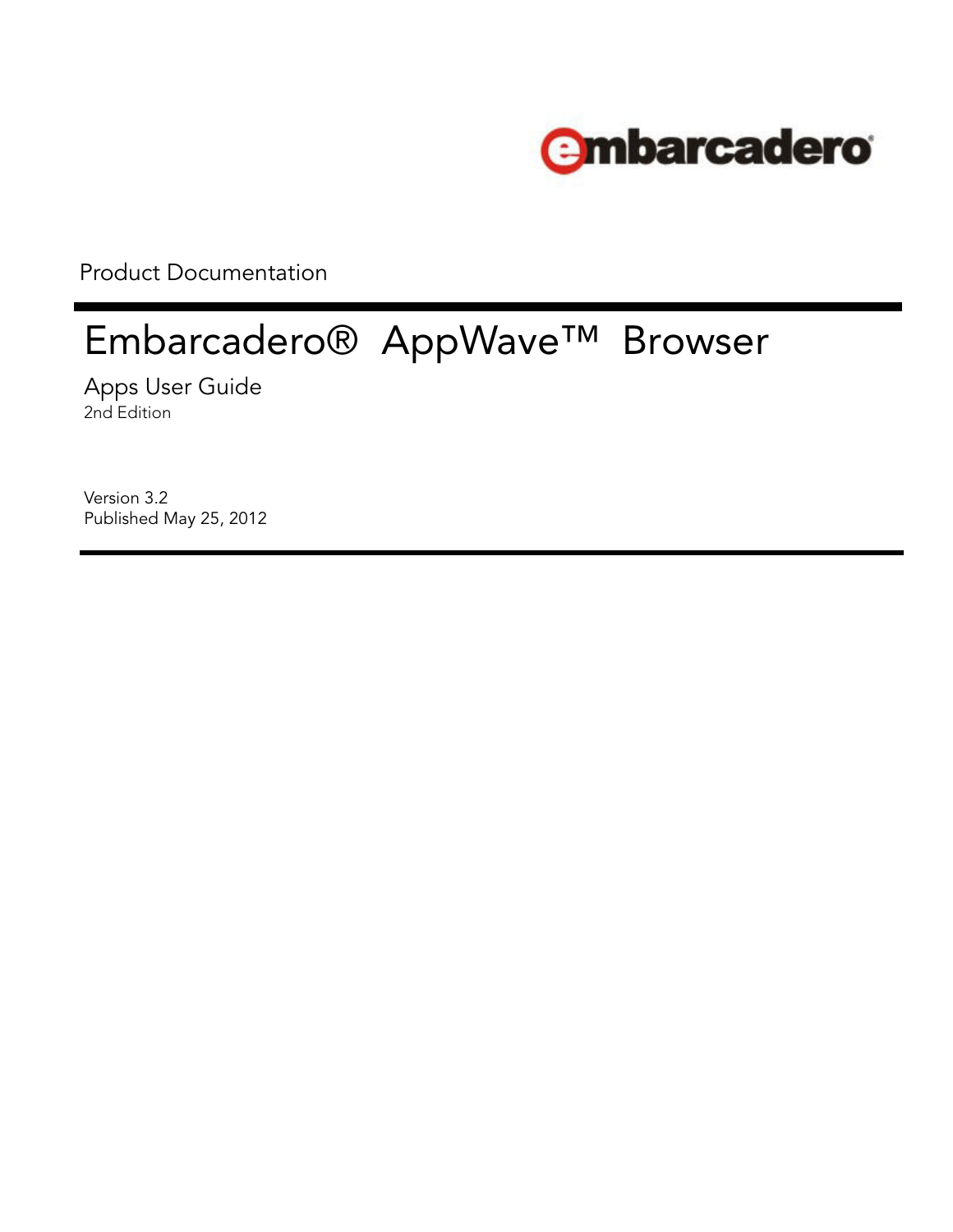embarcadero

Product Documentation

# Embarcadero® AppWave™ Browser

## Apps User Guide

2nd Edition

Version 3.2
Published May 25, 2012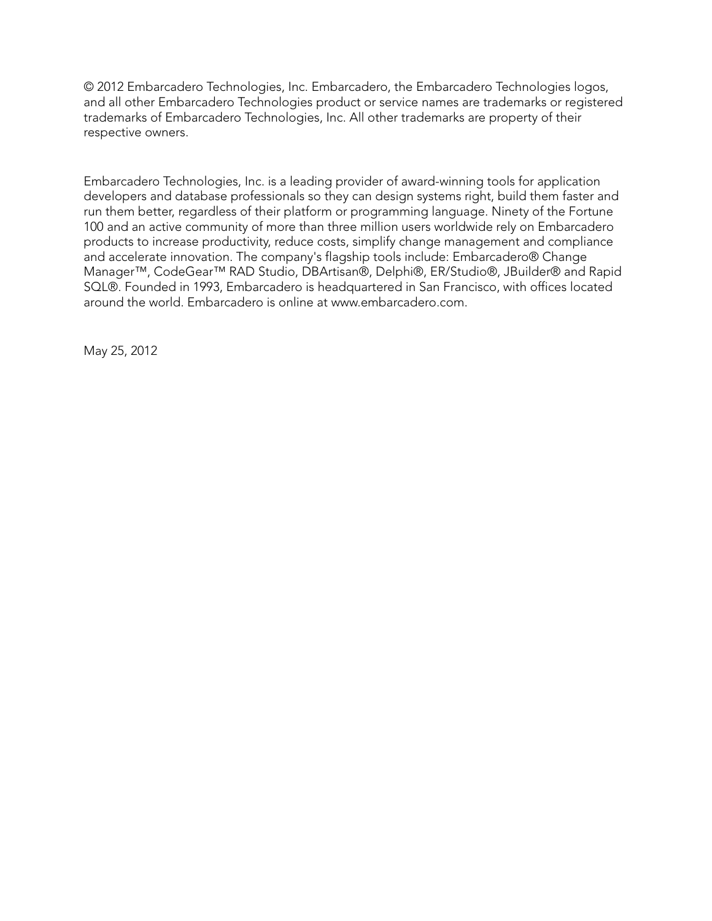© 2012 Embarcadero Technologies, Inc. Embarcadero, the Embarcadero Technologies logos, and all other Embarcadero Technologies product or service names are trademarks or registered trademarks of Embarcadero Technologies, Inc. All other trademarks are property of their respective owners.

Embarcadero Technologies, Inc. is a leading provider of award-winning tools for application developers and database professionals so they can design systems right, build them faster and run them better, regardless of their platform or programming language. Ninety of the Fortune 100 and an active community of more than three million users worldwide rely on Embarcadero products to increase productivity, reduce costs, simplify change management and compliance and accelerate innovation. The company's flagship tools include: Embarcadero® Change Manager™, CodeGear™ RAD Studio, DBArtisan®, Delphi®, ER/Studio®, JBuilder® and Rapid SQL®. Founded in 1993, Embarcadero is headquartered in San Francisco, with offices located around the world. Embarcadero is online at www.embarcadero.com.

May 25, 2012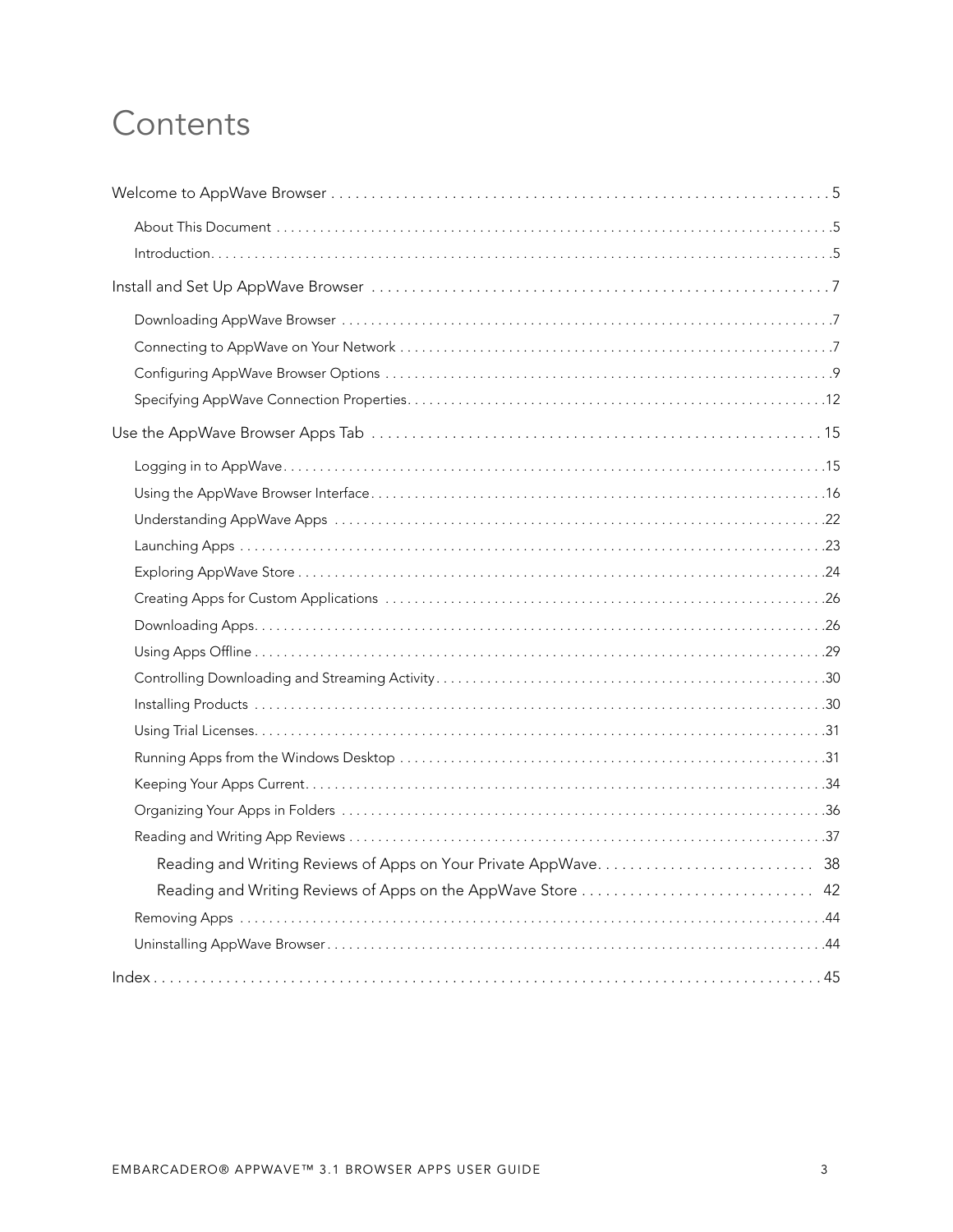# Contents

Welcome to AppWave Browser . . . . . . . . . . . . . . . . . . . . . . . . . . . . . . . . . . . . . . . . . . . . . . . . . . . . . . . . . . . . . 5

- About This Document . . . . . . . . . . . . . . . . . . . . . . . . . . . . . . . . . . . . . . . . . . . . . . . . . . . . . . . . . . . . . . . . . . . . . . . . . .5
- Introduction. . . . . . . . . . . . . . . . . . . . . . . . . . . . . . . . . . . . . . . . . . . . . . . . . . . . . . . . . . . . . . . . . . . . . . . . . . . . . . . . . . .5

Install and Set Up AppWave Browser . . . . . . . . . . . . . . . . . . . . . . . . . . . . . . . . . . . . . . . . . . . . . . . . . . . . . . . . . 7

- Downloading AppWave Browser . . . . . . . . . . . . . . . . . . . . . . . . . . . . . . . . . . . . . . . . . . . . . . . . . . . . . . . . . . . . . . . . . .7
- Connecting to AppWave on Your Network . . . . . . . . . . . . . . . . . . . . . . . . . . . . . . . . . . . . . . . . . . . . . . . . . . . . . . . . . .7
- Configuring AppWave Browser Options . . . . . . . . . . . . . . . . . . . . . . . . . . . . . . . . . . . . . . . . . . . . . . . . . . . . . . . . . . . .9
- Specifying AppWave Connection Properties. . . . . . . . . . . . . . . . . . . . . . . . . . . . . . . . . . . . . . . . . . . . . . . . . . . . . . . .12

Use the AppWave Browser Apps Tab . . . . . . . . . . . . . . . . . . . . . . . . . . . . . . . . . . . . . . . . . . . . . . . . . . . . . . . . 15

- Logging in to AppWave. . . . . . . . . . . . . . . . . . . . . . . . . . . . . . . . . . . . . . . . . . . . . . . . . . . . . . . . . . . . . . . . . . . . . . . . . .15
- Using the AppWave Browser Interface. . . . . . . . . . . . . . . . . . . . . . . . . . . . . . . . . . . . . . . . . . . . . . . . . . . . . . . . . . . . .16
- Understanding AppWave Apps . . . . . . . . . . . . . . . . . . . . . . . . . . . . . . . . . . . . . . . . . . . . . . . . . . . . . . . . . . . . . . . . . .22
- Launching Apps . . . . . . . . . . . . . . . . . . . . . . . . . . . . . . . . . . . . . . . . . . . . . . . . . . . . . . . . . . . . . . . . . . . . . . . . . . . . . . .23
- Exploring AppWave Store . . . . . . . . . . . . . . . . . . . . . . . . . . . . . . . . . . . . . . . . . . . . . . . . . . . . . . . . . . . . . . . . . . . . . . .24
- Creating Apps for Custom Applications . . . . . . . . . . . . . . . . . . . . . . . . . . . . . . . . . . . . . . . . . . . . . . . . . . . . . . . . . . .26
- Downloading Apps. . . . . . . . . . . . . . . . . . . . . . . . . . . . . . . . . . . . . . . . . . . . . . . . . . . . . . . . . . . . . . . . . . . . . . . . . . . . .26
- Using Apps Offline . . . . . . . . . . . . . . . . . . . . . . . . . . . . . . . . . . . . . . . . . . . . . . . . . . . . . . . . . . . . . . . . . . . . . . . . . . . .29
- Controlling Downloading and Streaming Activity . . . . . . . . . . . . . . . . . . . . . . . . . . . . . . . . . . . . . . . . . . . . . . . . . . .30
- Installing Products . . . . . . . . . . . . . . . . . . . . . . . . . . . . . . . . . . . . . . . . . . . . . . . . . . . . . . . . . . . . . . . . . . . . . . . . . . . .30
- Using Trial Licenses. . . . . . . . . . . . . . . . . . . . . . . . . . . . . . . . . . . . . . . . . . . . . . . . . . . . . . . . . . . . . . . . . . . . . . . . . . . .31
- Running Apps from the Windows Desktop . . . . . . . . . . . . . . . . . . . . . . . . . . . . . . . . . . . . . . . . . . . . . . . . . . . . . . . . .31
- Keeping Your Apps Current. . . . . . . . . . . . . . . . . . . . . . . . . . . . . . . . . . . . . . . . . . . . . . . . . . . . . . . . . . . . . . . . . . . . .34
- Organizing Your Apps in Folders . . . . . . . . . . . . . . . . . . . . . . . . . . . . . . . . . . . . . . . . . . . . . . . . . . . . . . . . . . . . . . . .36
- Reading and Writing App Reviews . . . . . . . . . . . . . . . . . . . . . . . . . . . . . . . . . . . . . . . . . . . . . . . . . . . . . . . . . . . . . . .37
  - Reading and Writing Reviews of Apps on Your Private AppWave. . . . . . . . . . . . . . . . . . . . . . . . . . . 38
  - Reading and Writing Reviews of Apps on the AppWave Store . . . . . . . . . . . . . . . . . . . . . . . . . . . . . 42
- Removing Apps . . . . . . . . . . . . . . . . . . . . . . . . . . . . . . . . . . . . . . . . . . . . . . . . . . . . . . . . . . . . . . . . . . . . . . . . . . . . . . .44
- Uninstalling AppWave Browser. . . . . . . . . . . . . . . . . . . . . . . . . . . . . . . . . . . . . . . . . . . . . . . . . . . . . . . . . . . . . . . . . .44

Index . . . . . . . . . . . . . . . . . . . . . . . . . . . . . . . . . . . . . . . . . . . . . . . . . . . . . . . . . . . . . . . . . . . . . . . . . . . . . . . . . . . . 45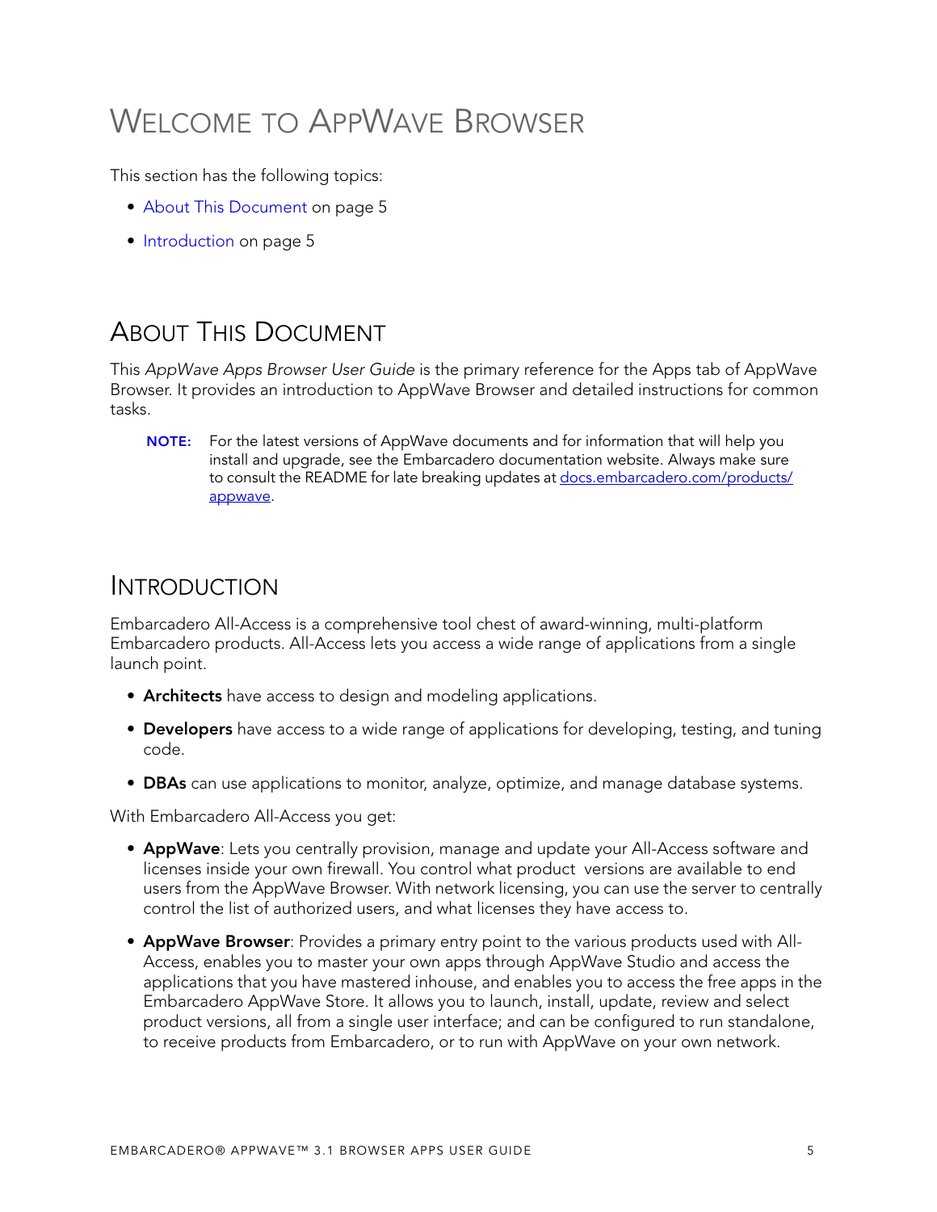# Welcome to AppWave Browser

This section has the following topics:

- About This Document on page 5
- Introduction on page 5

## About This Document

This *AppWave Apps Browser User Guide* is the primary reference for the Apps tab of AppWave Browser. It provides an introduction to AppWave Browser and detailed instructions for common tasks.

> **NOTE:** For the latest versions of AppWave documents and for information that will help you install and upgrade, see the Embarcadero documentation website. Always make sure to consult the README for late breaking updates at docs.embarcadero.com/products/appwave.

## Introduction

Embarcadero All-Access is a comprehensive tool chest of award-winning, multi-platform Embarcadero products. All-Access lets you access a wide range of applications from a single launch point.

- **Architects** have access to design and modeling applications.
- **Developers** have access to a wide range of applications for developing, testing, and tuning code.
- **DBAs** can use applications to monitor, analyze, optimize, and manage database systems.

With Embarcadero All-Access you get:

- **AppWave**: Lets you centrally provision, manage and update your All-Access software and licenses inside your own firewall. You control what product versions are available to end users from the AppWave Browser. With network licensing, you can use the server to centrally control the list of authorized users, and what licenses they have access to.
- **AppWave Browser**: Provides a primary entry point to the various products used with All-Access, enables you to master your own apps through AppWave Studio and access the applications that you have mastered inhouse, and enables you to access the free apps in the Embarcadero AppWave Store. It allows you to launch, install, update, review and select product versions, all from a single user interface; and can be configured to run standalone, to receive products from Embarcadero, or to run with AppWave on your own network.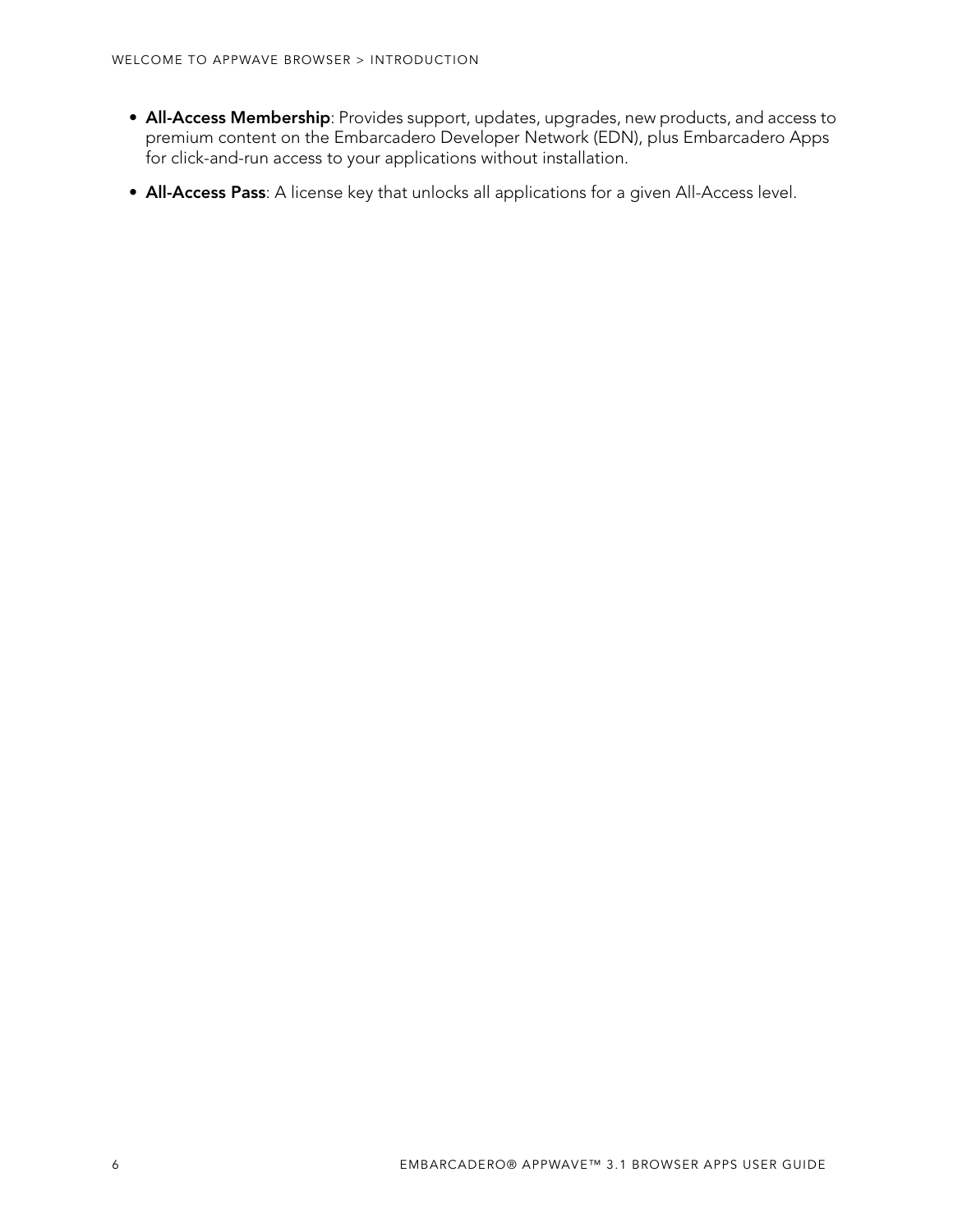- **All-Access Membership**: Provides support, updates, upgrades, new products, and access to premium content on the Embarcadero Developer Network (EDN), plus Embarcadero Apps for click-and-run access to your applications without installation.
- **All-Access Pass**: A license key that unlocks all applications for a given All-Access level.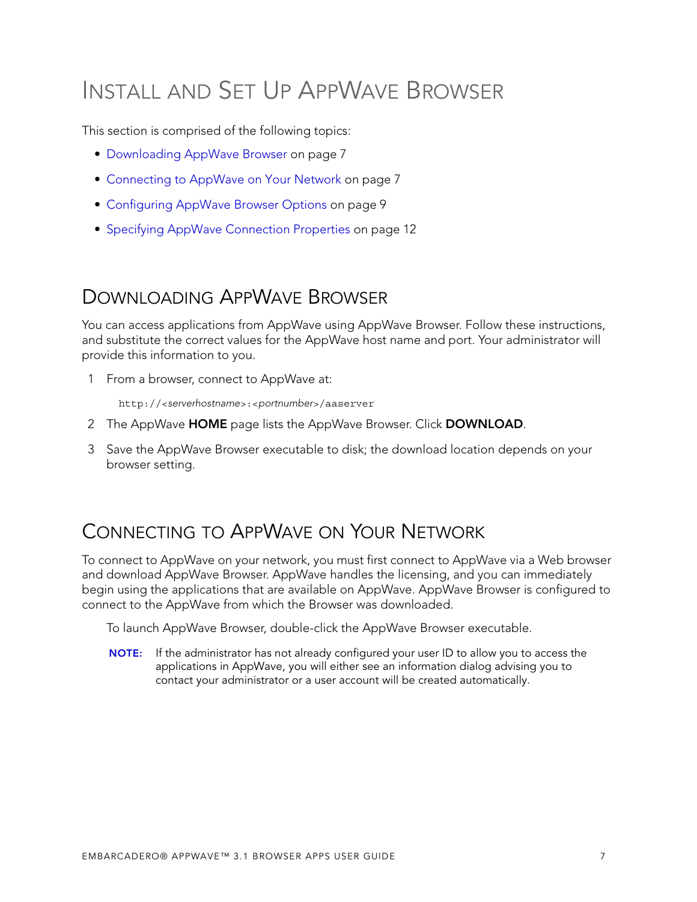# Install and Set Up AppWave Browser

This section is comprised of the following topics:

- Downloading AppWave Browser on page 7
- Connecting to AppWave on Your Network on page 7
- Configuring AppWave Browser Options on page 9
- Specifying AppWave Connection Properties on page 12

## Downloading AppWave Browser

You can access applications from AppWave using AppWave Browser. Follow these instructions, and substitute the correct values for the AppWave host name and port. Your administrator will provide this information to you.

1. From a browser, connect to AppWave at:

   ```
   http://<serverhostname>:<portnumber>/aaserver
   ```

2. The AppWave **HOME** page lists the AppWave Browser. Click **DOWNLOAD**.
3. Save the AppWave Browser executable to disk; the download location depends on your browser setting.

## Connecting to AppWave on Your Network

To connect to AppWave on your network, you must first connect to AppWave via a Web browser and download AppWave Browser. AppWave handles the licensing, and you can immediately begin using the applications that are available on AppWave. AppWave Browser is configured to connect to the AppWave from which the Browser was downloaded.

To launch AppWave Browser, double-click the AppWave Browser executable.

**NOTE:** If the administrator has not already configured your user ID to allow you to access the applications in AppWave, you will either see an information dialog advising you to contact your administrator or a user account will be created automatically.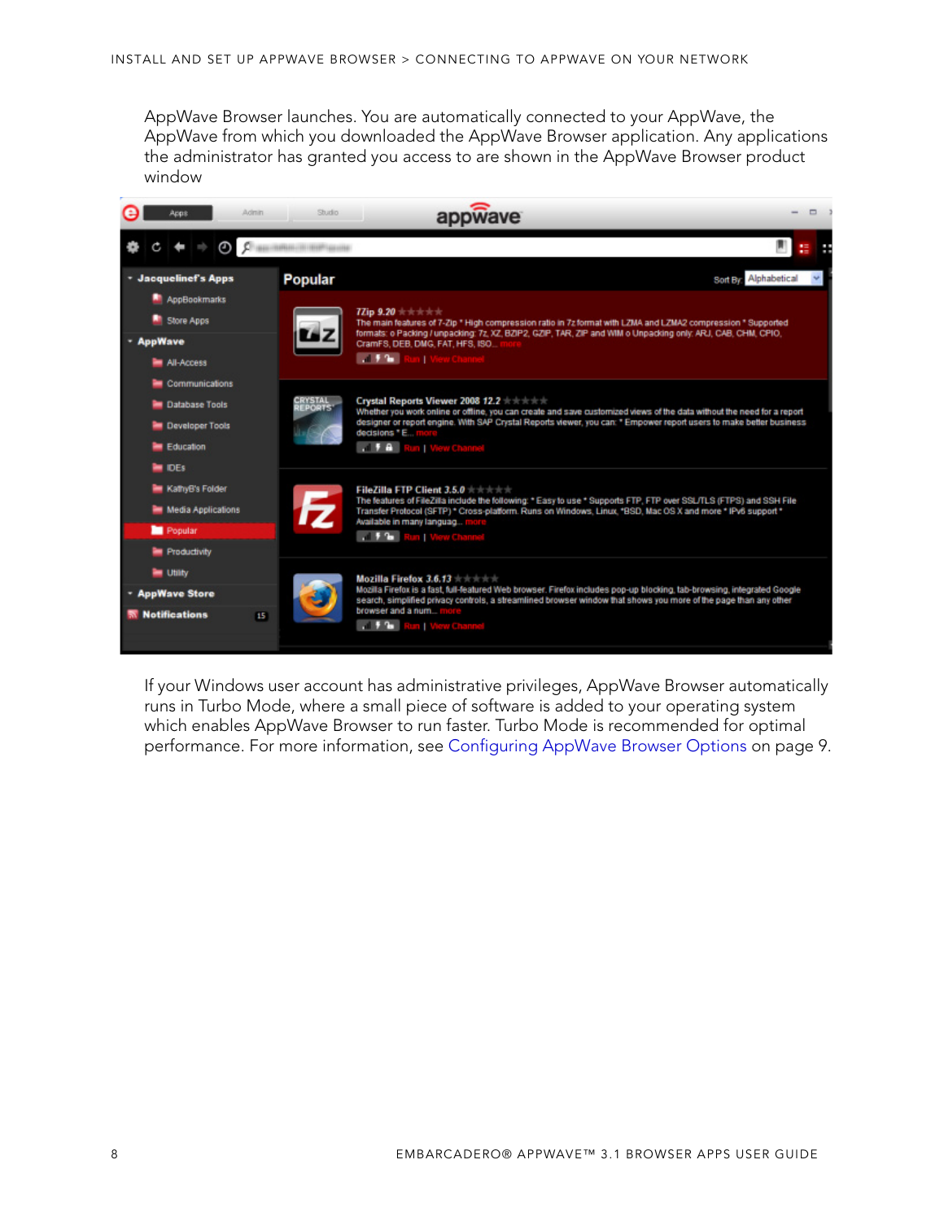AppWave Browser launches. You are automatically connected to your AppWave, the AppWave from which you downloaded the AppWave Browser application. Any applications the administrator has granted you access to are shown in the AppWave Browser product window

If your Windows user account has administrative privileges, AppWave Browser automatically runs in Turbo Mode, where a small piece of software is added to your operating system which enables AppWave Browser to run faster. Turbo Mode is recommended for optimal performance. For more information, see Configuring AppWave Browser Options on page 9.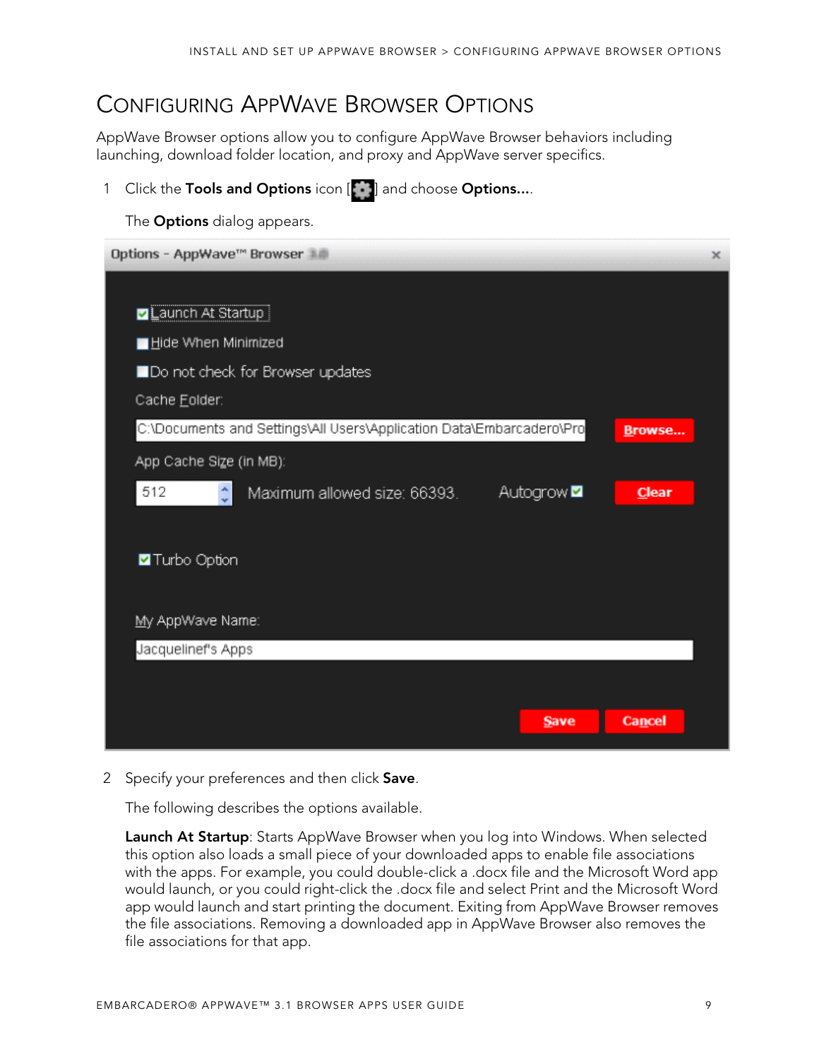# Configuring AppWave Browser Options

AppWave Browser options allow you to configure AppWave Browser behaviors including launching, download folder location, and proxy and AppWave server specifics.

1. Click the **Tools and Options** icon [ ] and choose **Options...**.

   The **Options** dialog appears.

2. Specify your preferences and then click **Save**.

   The following describes the options available.

   **Launch At Startup**: Starts AppWave Browser when you log into Windows. When selected this option also loads a small piece of your downloaded apps to enable file associations with the apps. For example, you could double-click a .docx file and the Microsoft Word app would launch, or you could right-click the .docx file and select Print and the Microsoft Word app would launch and start printing the document. Exiting from AppWave Browser removes the file associations. Removing a downloaded app in AppWave Browser also removes the file associations for that app.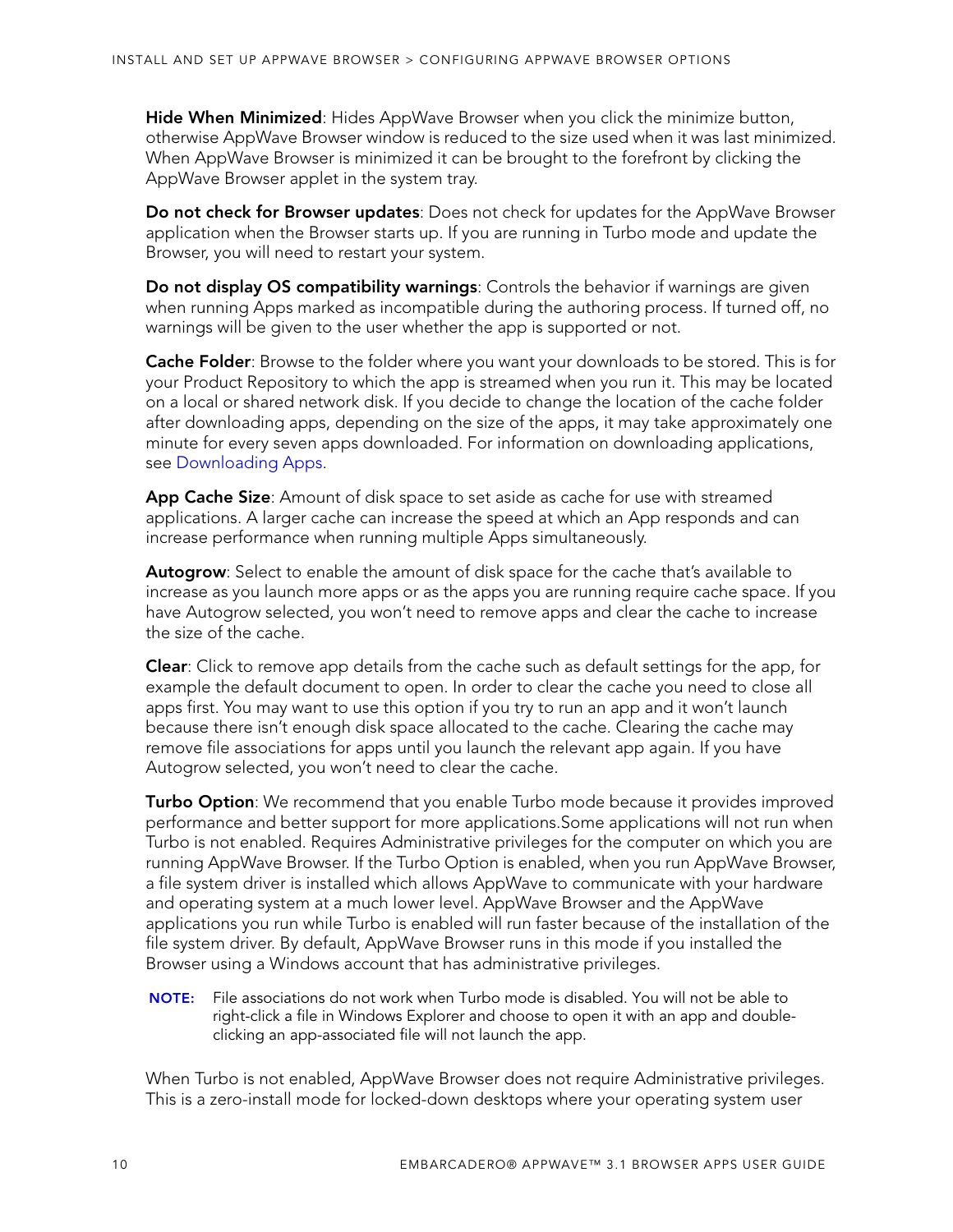**Hide When Minimized**: Hides AppWave Browser when you click the minimize button, otherwise AppWave Browser window is reduced to the size used when it was last minimized. When AppWave Browser is minimized it can be brought to the forefront by clicking the AppWave Browser applet in the system tray.

**Do not check for Browser updates**: Does not check for updates for the AppWave Browser application when the Browser starts up. If you are running in Turbo mode and update the Browser, you will need to restart your system.

**Do not display OS compatibility warnings**: Controls the behavior if warnings are given when running Apps marked as incompatible during the authoring process. If turned off, no warnings will be given to the user whether the app is supported or not.

**Cache Folder**: Browse to the folder where you want your downloads to be stored. This is for your Product Repository to which the app is streamed when you run it. This may be located on a local or shared network disk. If you decide to change the location of the cache folder after downloading apps, depending on the size of the apps, it may take approximately one minute for every seven apps downloaded. For information on downloading applications, see Downloading Apps.

**App Cache Size**: Amount of disk space to set aside as cache for use with streamed applications. A larger cache can increase the speed at which an App responds and can increase performance when running multiple Apps simultaneously.

**Autogrow**: Select to enable the amount of disk space for the cache that's available to increase as you launch more apps or as the apps you are running require cache space. If you have Autogrow selected, you won't need to remove apps and clear the cache to increase the size of the cache.

**Clear**: Click to remove app details from the cache such as default settings for the app, for example the default document to open. In order to clear the cache you need to close all apps first. You may want to use this option if you try to run an app and it won't launch because there isn't enough disk space allocated to the cache. Clearing the cache may remove file associations for apps until you launch the relevant app again. If you have Autogrow selected, you won't need to clear the cache.

**Turbo Option**: We recommend that you enable Turbo mode because it provides improved performance and better support for more applications.Some applications will not run when Turbo is not enabled. Requires Administrative privileges for the computer on which you are running AppWave Browser. If the Turbo Option is enabled, when you run AppWave Browser, a file system driver is installed which allows AppWave to communicate with your hardware and operating system at a much lower level. AppWave Browser and the AppWave applications you run while Turbo is enabled will run faster because of the installation of the file system driver. By default, AppWave Browser runs in this mode if you installed the Browser using a Windows account that has administrative privileges.

**NOTE:** File associations do not work when Turbo mode is disabled. You will not be able to right-click a file in Windows Explorer and choose to open it with an app and double-clicking an app-associated file will not launch the app.

When Turbo is not enabled, AppWave Browser does not require Administrative privileges. This is a zero-install mode for locked-down desktops where your operating system user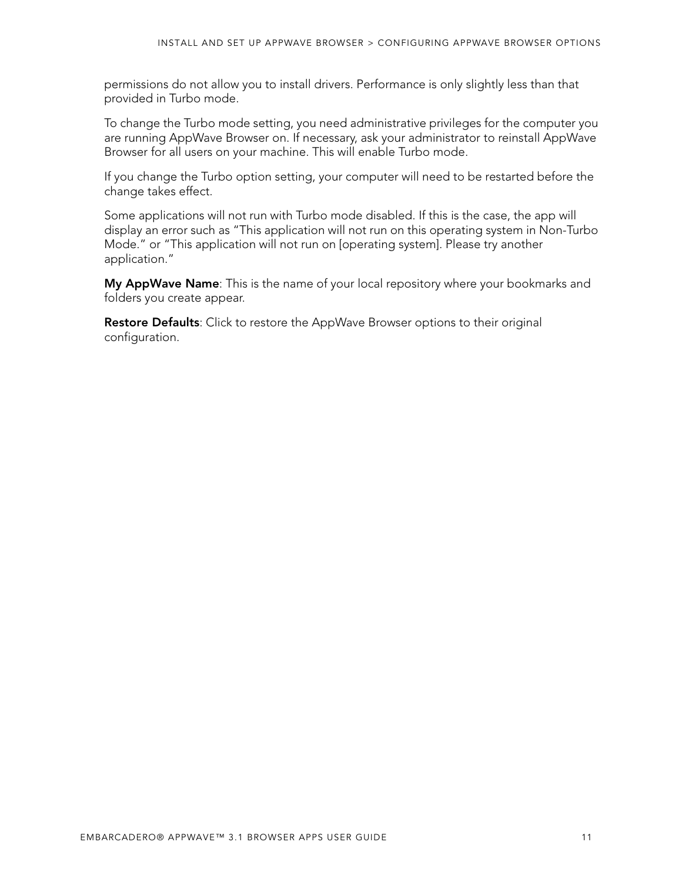permissions do not allow you to install drivers. Performance is only slightly less than that provided in Turbo mode.

To change the Turbo mode setting, you need administrative privileges for the computer you are running AppWave Browser on. If necessary, ask your administrator to reinstall AppWave Browser for all users on your machine. This will enable Turbo mode.

If you change the Turbo option setting, your computer will need to be restarted before the change takes effect.

Some applications will not run with Turbo mode disabled. If this is the case, the app will display an error such as "This application will not run on this operating system in Non-Turbo Mode." or "This application will not run on [operating system]. Please try another application."

**My AppWave Name**: This is the name of your local repository where your bookmarks and folders you create appear.

**Restore Defaults**: Click to restore the AppWave Browser options to their original configuration.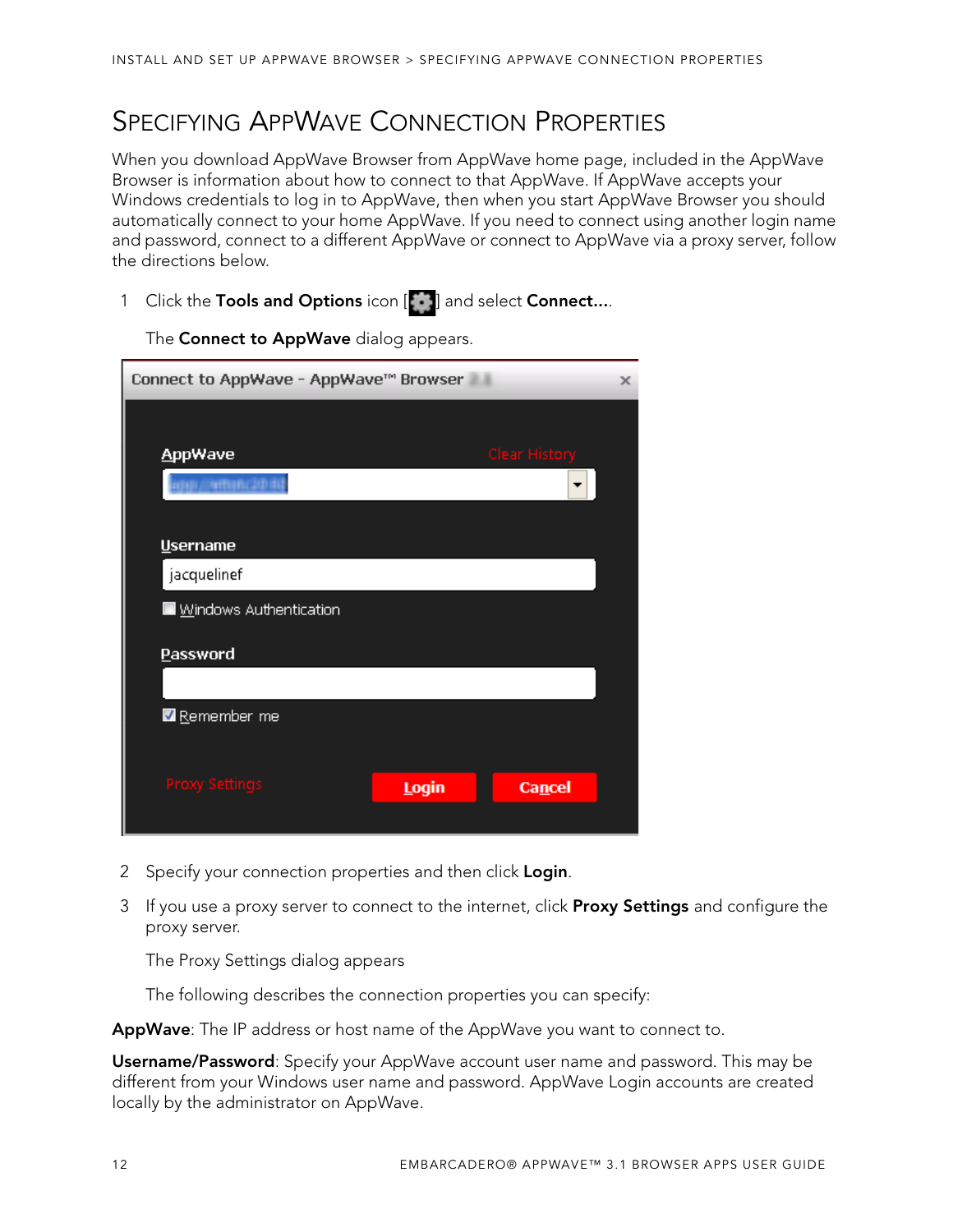# Specifying AppWave Connection Properties

When you download AppWave Browser from AppWave home page, included in the AppWave Browser is information about how to connect to that AppWave. If AppWave accepts your Windows credentials to log in to AppWave, then when you start AppWave Browser you should automatically connect to your home AppWave. If you need to connect using another login name and password, connect to a different AppWave or connect to AppWave via a proxy server, follow the directions below.

1. Click the **Tools and Options** icon [ ] and select **Connect...**.

   The **Connect to AppWave** dialog appears.

2. Specify your connection properties and then click **Login**.

3. If you use a proxy server to connect to the internet, click **Proxy Settings** and configure the proxy server.

   The Proxy Settings dialog appears

   The following describes the connection properties you can specify:

**AppWave**: The IP address or host name of the AppWave you want to connect to.

**Username/Password**: Specify your AppWave account user name and password. This may be different from your Windows user name and password. AppWave Login accounts are created locally by the administrator on AppWave.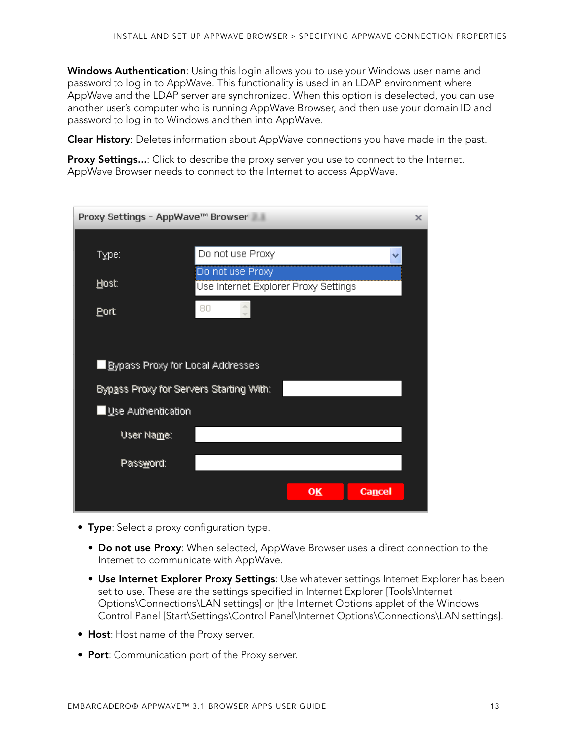**Windows Authentication**: Using this login allows you to use your Windows user name and password to log in to AppWave. This functionality is used in an LDAP environment where AppWave and the LDAP server are synchronized. When this option is deselected, you can use another user's computer who is running AppWave Browser, and then use your domain ID and password to log in to Windows and then into AppWave.

**Clear History**: Deletes information about AppWave connections you have made in the past.

**Proxy Settings...**: Click to describe the proxy server you use to connect to the Internet. AppWave Browser needs to connect to the Internet to access AppWave.

- **Type**: Select a proxy configuration type.
  - **Do not use Proxy**: When selected, AppWave Browser uses a direct connection to the Internet to communicate with AppWave.
  - **Use Internet Explorer Proxy Settings**: Use whatever settings Internet Explorer has been set to use. These are the settings specified in Internet Explorer [Tools\Internet Options\Connections\LAN settings] or |the Internet Options applet of the Windows Control Panel [Start\Settings\Control Panel\Internet Options\Connections\LAN settings].
- **Host**: Host name of the Proxy server.
- **Port**: Communication port of the Proxy server.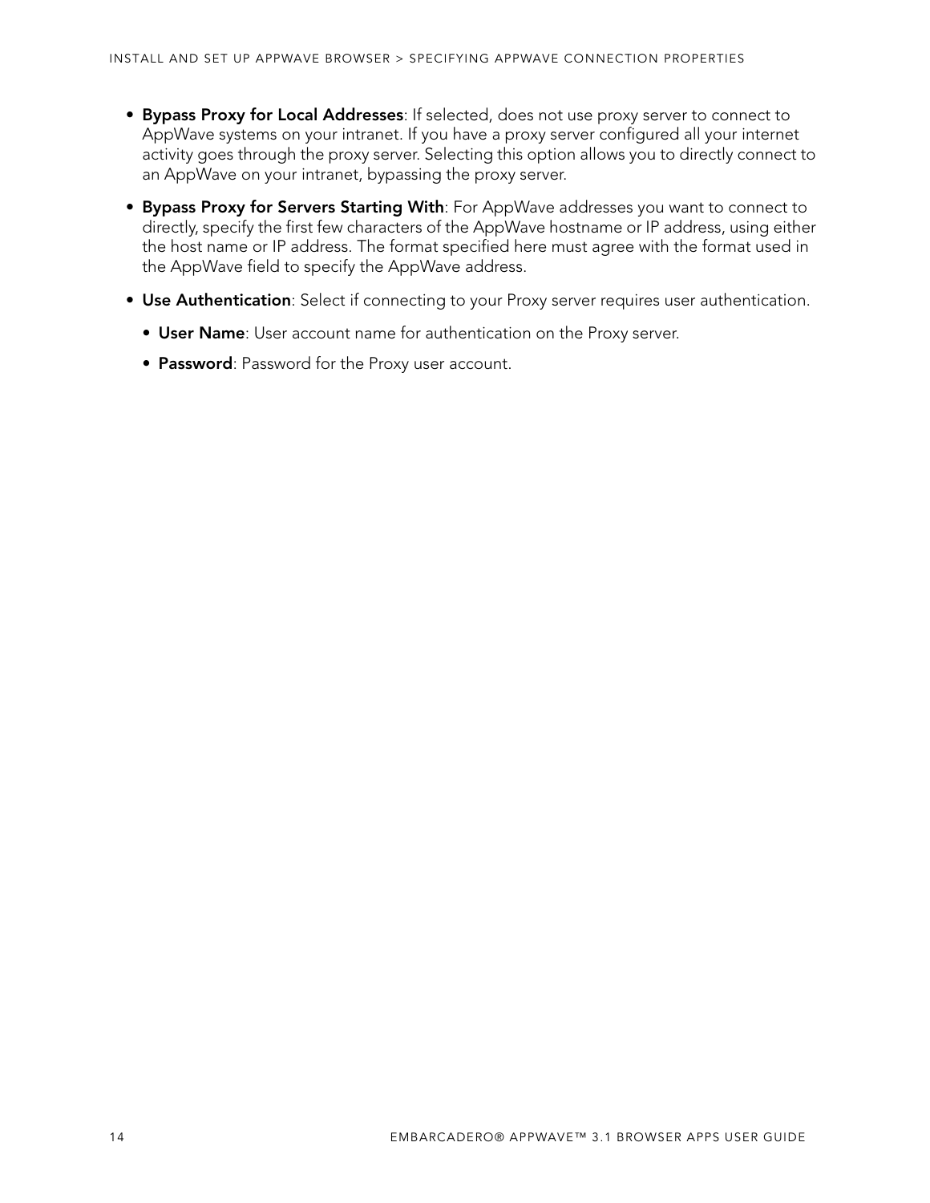- **Bypass Proxy for Local Addresses**: If selected, does not use proxy server to connect to AppWave systems on your intranet. If you have a proxy server configured all your internet activity goes through the proxy server. Selecting this option allows you to directly connect to an AppWave on your intranet, bypassing the proxy server.
- **Bypass Proxy for Servers Starting With**: For AppWave addresses you want to connect to directly, specify the first few characters of the AppWave hostname or IP address, using either the host name or IP address. The format specified here must agree with the format used in the AppWave field to specify the AppWave address.
- **Use Authentication**: Select if connecting to your Proxy server requires user authentication.
  - **User Name**: User account name for authentication on the Proxy server.
  - **Password**: Password for the Proxy user account.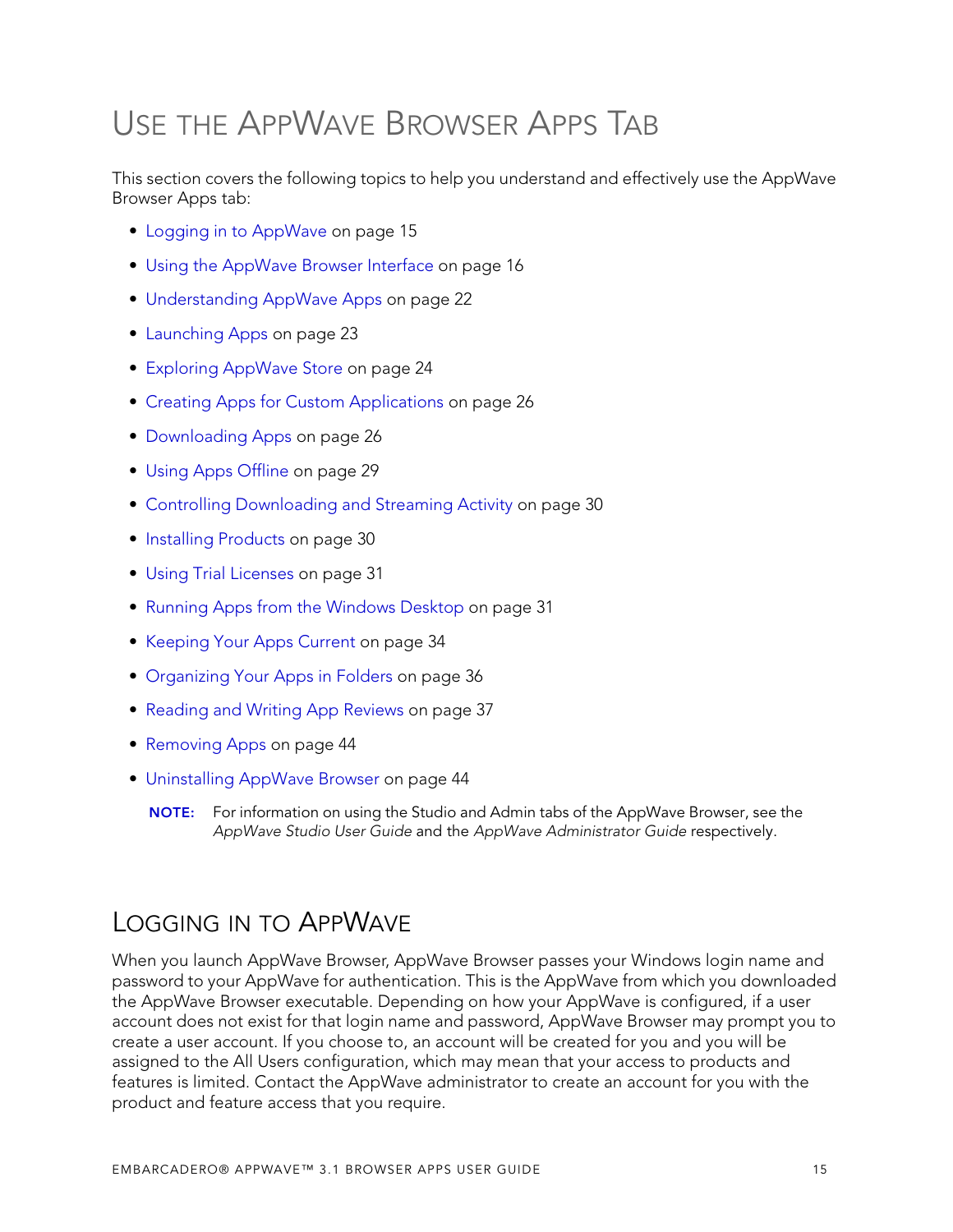# Use the AppWave Browser Apps Tab

This section covers the following topics to help you understand and effectively use the AppWave Browser Apps tab:

- Logging in to AppWave on page 15
- Using the AppWave Browser Interface on page 16
- Understanding AppWave Apps on page 22
- Launching Apps on page 23
- Exploring AppWave Store on page 24
- Creating Apps for Custom Applications on page 26
- Downloading Apps on page 26
- Using Apps Offline on page 29
- Controlling Downloading and Streaming Activity on page 30
- Installing Products on page 30
- Using Trial Licenses on page 31
- Running Apps from the Windows Desktop on page 31
- Keeping Your Apps Current on page 34
- Organizing Your Apps in Folders on page 36
- Reading and Writing App Reviews on page 37
- Removing Apps on page 44
- Uninstalling AppWave Browser on page 44

> **NOTE:** For information on using the Studio and Admin tabs of the AppWave Browser, see the *AppWave Studio User Guide* and the *AppWave Administrator Guide* respectively.

## Logging in to AppWave

When you launch AppWave Browser, AppWave Browser passes your Windows login name and password to your AppWave for authentication. This is the AppWave from which you downloaded the AppWave Browser executable. Depending on how your AppWave is configured, if a user account does not exist for that login name and password, AppWave Browser may prompt you to create a user account. If you choose to, an account will be created for you and you will be assigned to the All Users configuration, which may mean that your access to products and features is limited. Contact the AppWave administrator to create an account for you with the product and feature access that you require.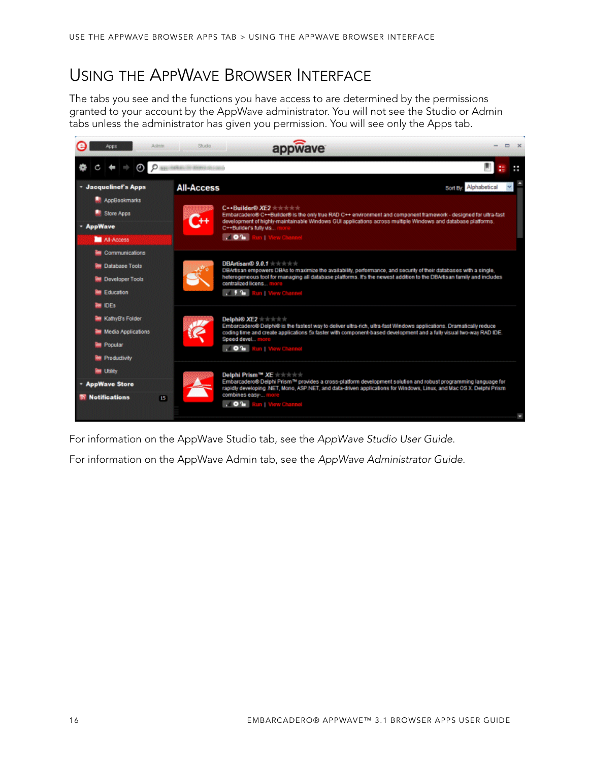# Using the AppWave Browser Interface

The tabs you see and the functions you have access to are determined by the permissions granted to your account by the AppWave administrator. You will not see the Studio or Admin tabs unless the administrator has given you permission. You will see only the Apps tab.

For information on the AppWave Studio tab, see the *AppWave Studio User Guide*.

For information on the AppWave Admin tab, see the *AppWave Administrator Guide*.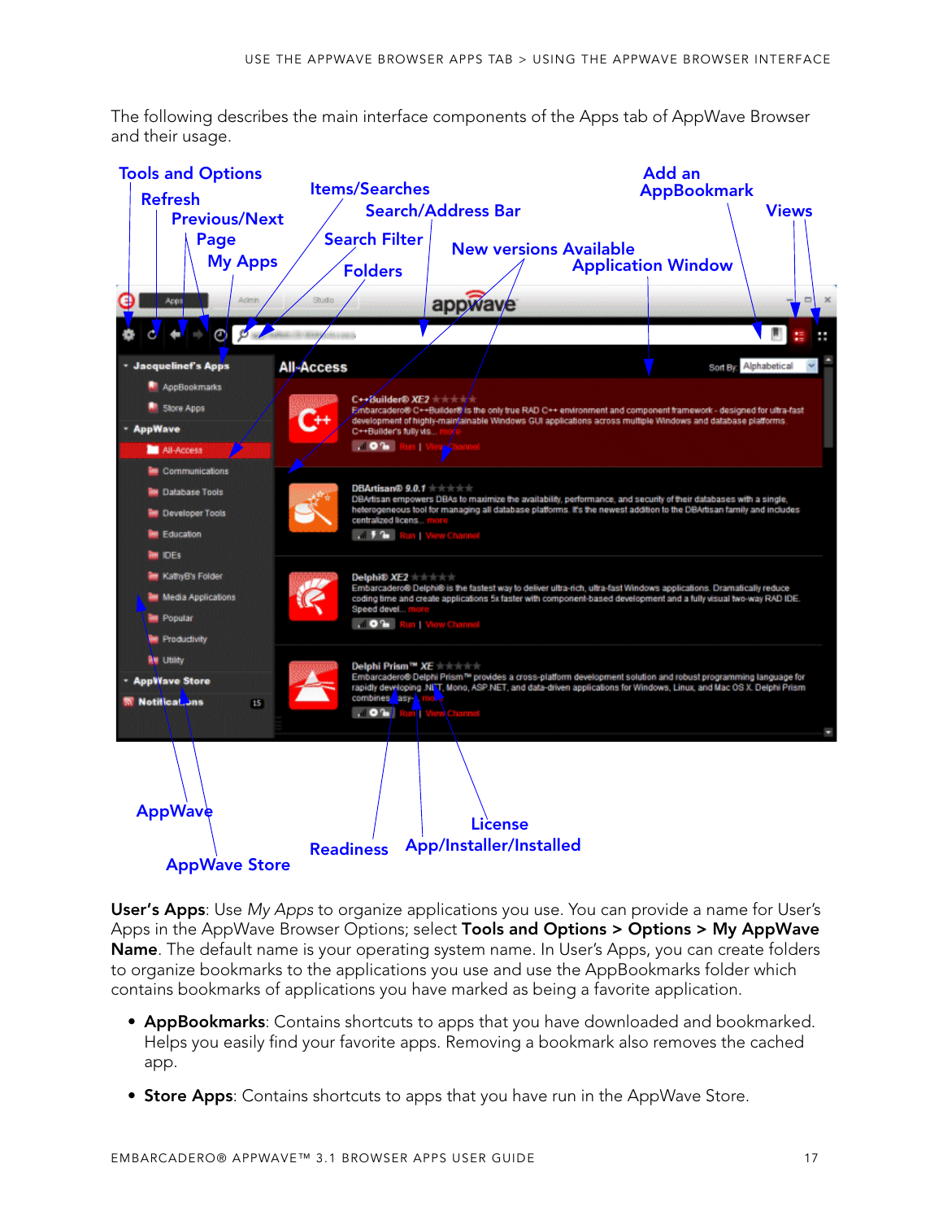The following describes the main interface components of the Apps tab of AppWave Browser and their usage.

**User's Apps**: Use *My Apps* to organize applications you use. You can provide a name for User's Apps in the AppWave Browser Options; select **Tools and Options > Options > My AppWave Name**. The default name is your operating system name. In User's Apps, you can create folders to organize bookmarks to the applications you use and use the AppBookmarks folder which contains bookmarks of applications you have marked as being a favorite application.

- **AppBookmarks**: Contains shortcuts to apps that you have downloaded and bookmarked. Helps you easily find your favorite apps. Removing a bookmark also removes the cached app.
- **Store Apps**: Contains shortcuts to apps that you have run in the AppWave Store.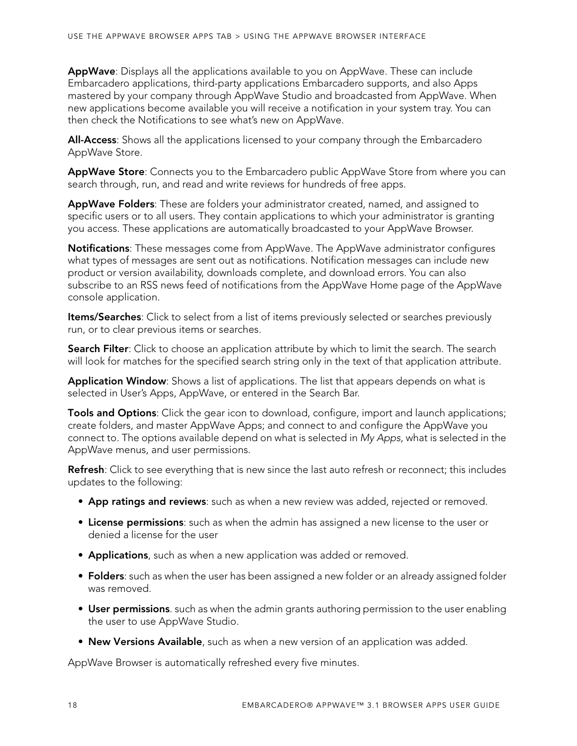**AppWave**: Displays all the applications available to you on AppWave. These can include Embarcadero applications, third-party applications Embarcadero supports, and also Apps mastered by your company through AppWave Studio and broadcasted from AppWave. When new applications become available you will receive a notification in your system tray. You can then check the Notifications to see what's new on AppWave.

**All-Access**: Shows all the applications licensed to your company through the Embarcadero AppWave Store.

**AppWave Store**: Connects you to the Embarcadero public AppWave Store from where you can search through, run, and read and write reviews for hundreds of free apps.

**AppWave Folders**: These are folders your administrator created, named, and assigned to specific users or to all users. They contain applications to which your administrator is granting you access. These applications are automatically broadcasted to your AppWave Browser.

**Notifications**: These messages come from AppWave. The AppWave administrator configures what types of messages are sent out as notifications. Notification messages can include new product or version availability, downloads complete, and download errors. You can also subscribe to an RSS news feed of notifications from the AppWave Home page of the AppWave console application.

**Items/Searches**: Click to select from a list of items previously selected or searches previously run, or to clear previous items or searches.

**Search Filter**: Click to choose an application attribute by which to limit the search. The search will look for matches for the specified search string only in the text of that application attribute.

**Application Window**: Shows a list of applications. The list that appears depends on what is selected in User's Apps, AppWave, or entered in the Search Bar.

**Tools and Options**: Click the gear icon to download, configure, import and launch applications; create folders, and master AppWave Apps; and connect to and configure the AppWave you connect to. The options available depend on what is selected in *My Apps*, what is selected in the AppWave menus, and user permissions.

**Refresh**: Click to see everything that is new since the last auto refresh or reconnect; this includes updates to the following:

- **App ratings and reviews**: such as when a new review was added, rejected or removed.
- **License permissions**: such as when the admin has assigned a new license to the user or denied a license for the user
- **Applications**, such as when a new application was added or removed.
- **Folders**: such as when the user has been assigned a new folder or an already assigned folder was removed.
- **User permissions**. such as when the admin grants authoring permission to the user enabling the user to use AppWave Studio.
- **New Versions Available**, such as when a new version of an application was added.

AppWave Browser is automatically refreshed every five minutes.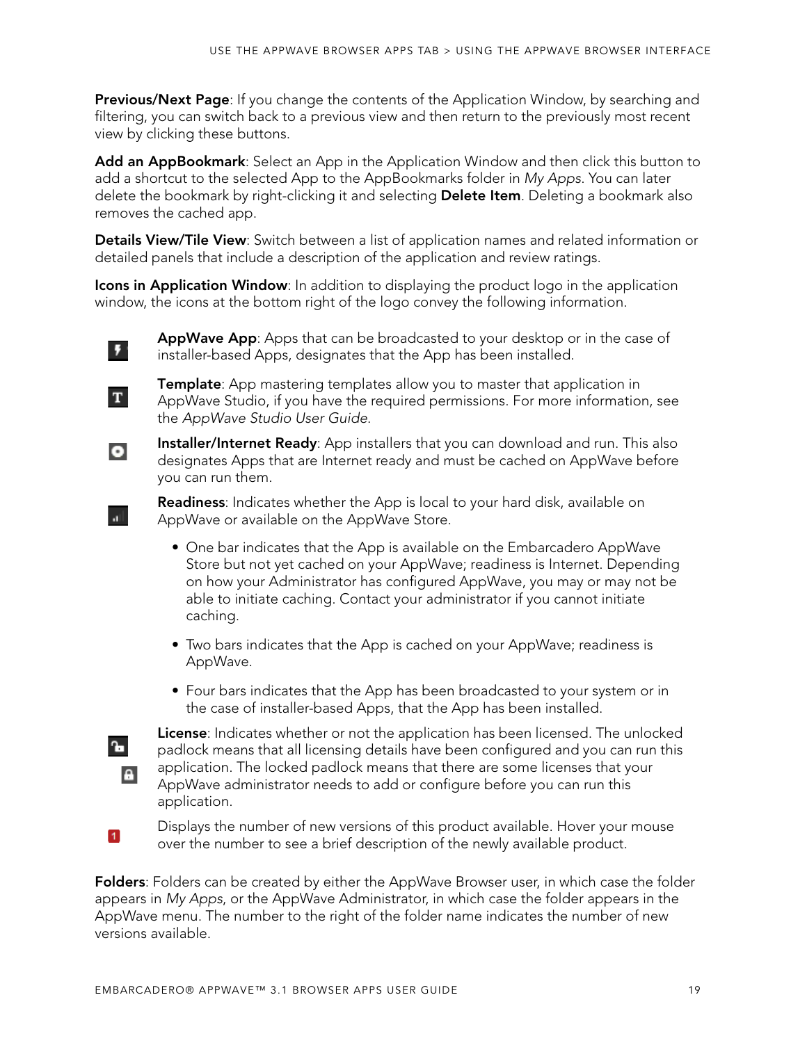**Previous/Next Page**: If you change the contents of the Application Window, by searching and filtering, you can switch back to a previous view and then return to the previously most recent view by clicking these buttons.

**Add an AppBookmark**: Select an App in the Application Window and then click this button to add a shortcut to the selected App to the AppBookmarks folder in *My Apps*. You can later delete the bookmark by right-clicking it and selecting **Delete Item**. Deleting a bookmark also removes the cached app.

**Details View/Tile View**: Switch between a list of application names and related information or detailed panels that include a description of the application and review ratings.

**Icons in Application Window**: In addition to displaying the product logo in the application window, the icons at the bottom right of the logo convey the following information.

**AppWave App**: Apps that can be broadcasted to your desktop or in the case of installer-based Apps, designates that the App has been installed.

**Template**: App mastering templates allow you to master that application in AppWave Studio, if you have the required permissions. For more information, see the *AppWave Studio User Guide*.

**Installer/Internet Ready**: App installers that you can download and run. This also designates Apps that are Internet ready and must be cached on AppWave before you can run them.

**Readiness**: Indicates whether the App is local to your hard disk, available on AppWave or available on the AppWave Store.

- One bar indicates that the App is available on the Embarcadero AppWave Store but not yet cached on your AppWave; readiness is Internet. Depending on how your Administrator has configured AppWave, you may or may not be able to initiate caching. Contact your administrator if you cannot initiate caching.
- Two bars indicates that the App is cached on your AppWave; readiness is AppWave.
- Four bars indicates that the App has been broadcasted to your system or in the case of installer-based Apps, that the App has been installed.

**License**: Indicates whether or not the application has been licensed. The unlocked padlock means that all licensing details have been configured and you can run this application. The locked padlock means that there are some licenses that your AppWave administrator needs to add or configure before you can run this application.

Displays the number of new versions of this product available. Hover your mouse over the number to see a brief description of the newly available product.

**Folders**: Folders can be created by either the AppWave Browser user, in which case the folder appears in *My Apps*, or the AppWave Administrator, in which case the folder appears in the AppWave menu. The number to the right of the folder name indicates the number of new versions available.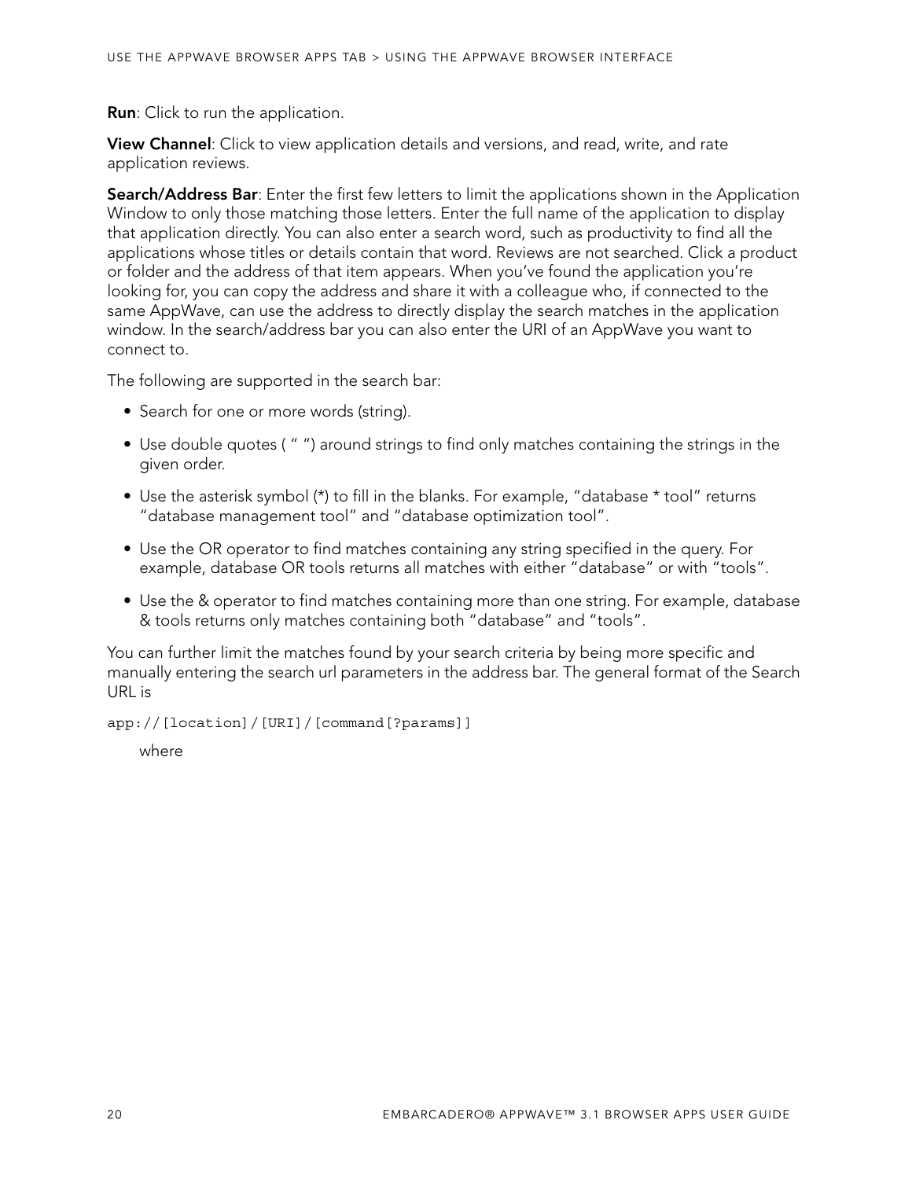**Run**: Click to run the application.

**View Channel**: Click to view application details and versions, and read, write, and rate application reviews.

**Search/Address Bar**: Enter the first few letters to limit the applications shown in the Application Window to only those matching those letters. Enter the full name of the application to display that application directly. You can also enter a search word, such as productivity to find all the applications whose titles or details contain that word. Reviews are not searched. Click a product or folder and the address of that item appears. When you've found the application you're looking for, you can copy the address and share it with a colleague who, if connected to the same AppWave, can use the address to directly display the search matches in the application window. In the search/address bar you can also enter the URI of an AppWave you want to connect to.

The following are supported in the search bar:

- Search for one or more words (string).
- Use double quotes ( " ") around strings to find only matches containing the strings in the given order.
- Use the asterisk symbol (*) to fill in the blanks. For example, "database * tool" returns "database management tool" and "database optimization tool".
- Use the OR operator to find matches containing any string specified in the query. For example, database OR tools returns all matches with either "database" or with "tools".
- Use the & operator to find matches containing more than one string. For example, database & tools returns only matches containing both "database" and "tools".

You can further limit the matches found by your search criteria by being more specific and manually entering the search url parameters in the address bar. The general format of the Search URL is

```
app://[location]/[URI]/[command[?params]]
```

where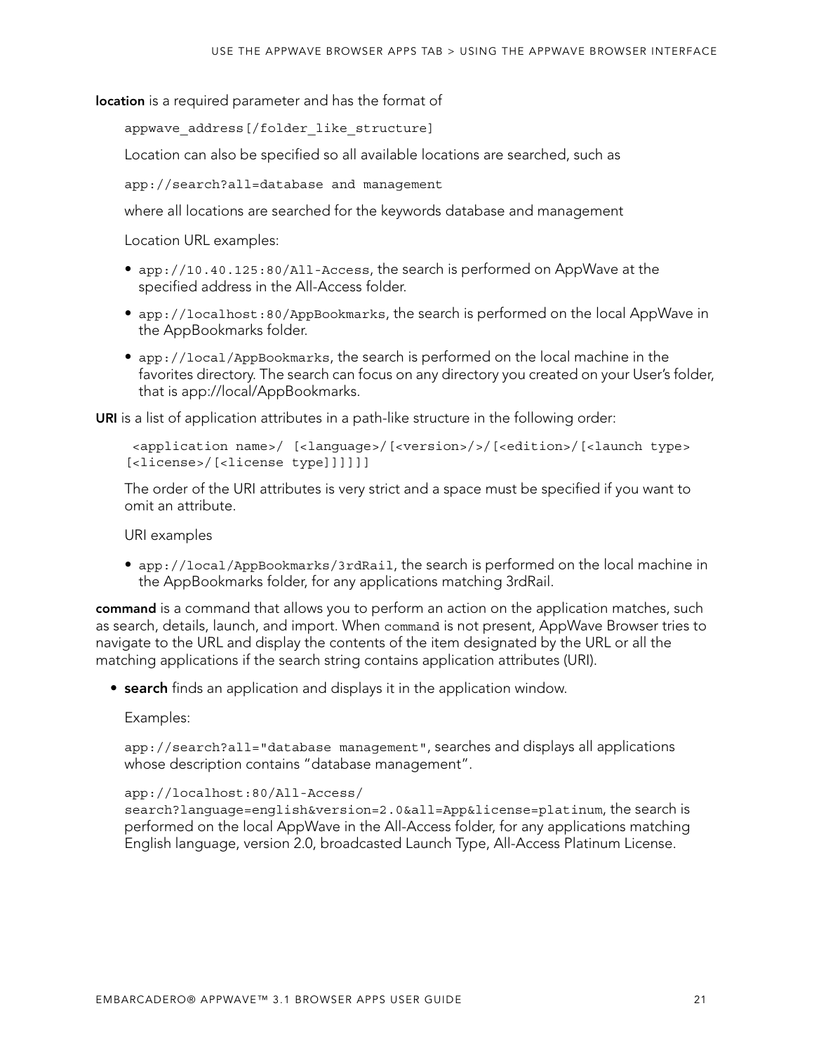**location** is a required parameter and has the format of

```
appwave_address[/folder_like_structure]
```

Location can also be specified so all available locations are searched, such as

```
app://search?all=database and management
```

where all locations are searched for the keywords database and management

Location URL examples:

- `app://10.40.125:80/All-Access`, the search is performed on AppWave at the specified address in the All-Access folder.
- `app://localhost:80/AppBookmarks`, the search is performed on the local AppWave in the AppBookmarks folder.
- `app://local/AppBookmarks`, the search is performed on the local machine in the favorites directory. The search can focus on any directory you created on your User's folder, that is app://local/AppBookmarks.

**URI** is a list of application attributes in a path-like structure in the following order:

```
 <application name>/ [<language>/[<version>/>/[<edition>/[<launch type>
[<license>/[<license type]]]]]]
```

The order of the URI attributes is very strict and a space must be specified if you want to omit an attribute.

URI examples

- `app://local/AppBookmarks/3rdRail`, the search is performed on the local machine in the AppBookmarks folder, for any applications matching 3rdRail.

**command** is a command that allows you to perform an action on the application matches, such as search, details, launch, and import. When `command` is not present, AppWave Browser tries to navigate to the URL and display the contents of the item designated by the URL or all the matching applications if the search string contains application attributes (URI).

- **search** finds an application and displays it in the application window.

  Examples:

  `app://search?all="database management"`, searches and displays all applications whose description contains "database management".

  `app://localhost:80/All-Access/search?language=english&version=2.0&all=App&license=platinum`, the search is performed on the local AppWave in the All-Access folder, for any applications matching English language, version 2.0, broadcasted Launch Type, All-Access Platinum License.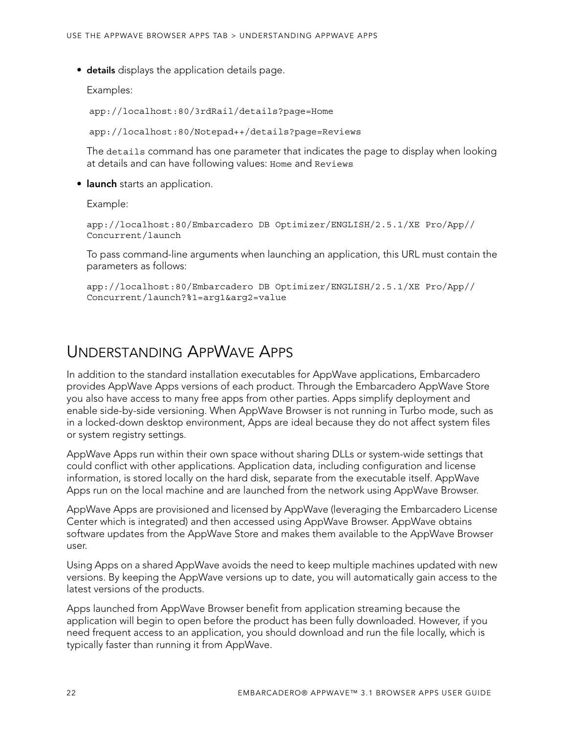- **details** displays the application details page.

  Examples:

  ```
  app://localhost:80/3rdRail/details?page=Home
  ```

  ```
  app://localhost:80/Notepad++/details?page=Reviews
  ```

  The `details` command has one parameter that indicates the page to display when looking at details and can have following values: `Home` and `Reviews`

- **launch** starts an application.

  Example:

  ```
  app://localhost:80/Embarcadero DB Optimizer/ENGLISH/2.5.1/XE Pro/App//
  Concurrent/launch
  ```

  To pass command-line arguments when launching an application, this URL must contain the parameters as follows:

  ```
  app://localhost:80/Embarcadero DB Optimizer/ENGLISH/2.5.1/XE Pro/App//
  Concurrent/launch?%1=arg1&arg2=value
  ```

## Understanding AppWave Apps

In addition to the standard installation executables for AppWave applications, Embarcadero provides AppWave Apps versions of each product. Through the Embarcadero AppWave Store you also have access to many free apps from other parties. Apps simplify deployment and enable side-by-side versioning. When AppWave Browser is not running in Turbo mode, such as in a locked-down desktop environment, Apps are ideal because they do not affect system files or system registry settings.

AppWave Apps run within their own space without sharing DLLs or system-wide settings that could conflict with other applications. Application data, including configuration and license information, is stored locally on the hard disk, separate from the executable itself. AppWave Apps run on the local machine and are launched from the network using AppWave Browser.

AppWave Apps are provisioned and licensed by AppWave (leveraging the Embarcadero License Center which is integrated) and then accessed using AppWave Browser. AppWave obtains software updates from the AppWave Store and makes them available to the AppWave Browser user.

Using Apps on a shared AppWave avoids the need to keep multiple machines updated with new versions. By keeping the AppWave versions up to date, you will automatically gain access to the latest versions of the products.

Apps launched from AppWave Browser benefit from application streaming because the application will begin to open before the product has been fully downloaded. However, if you need frequent access to an application, you should download and run the file locally, which is typically faster than running it from AppWave.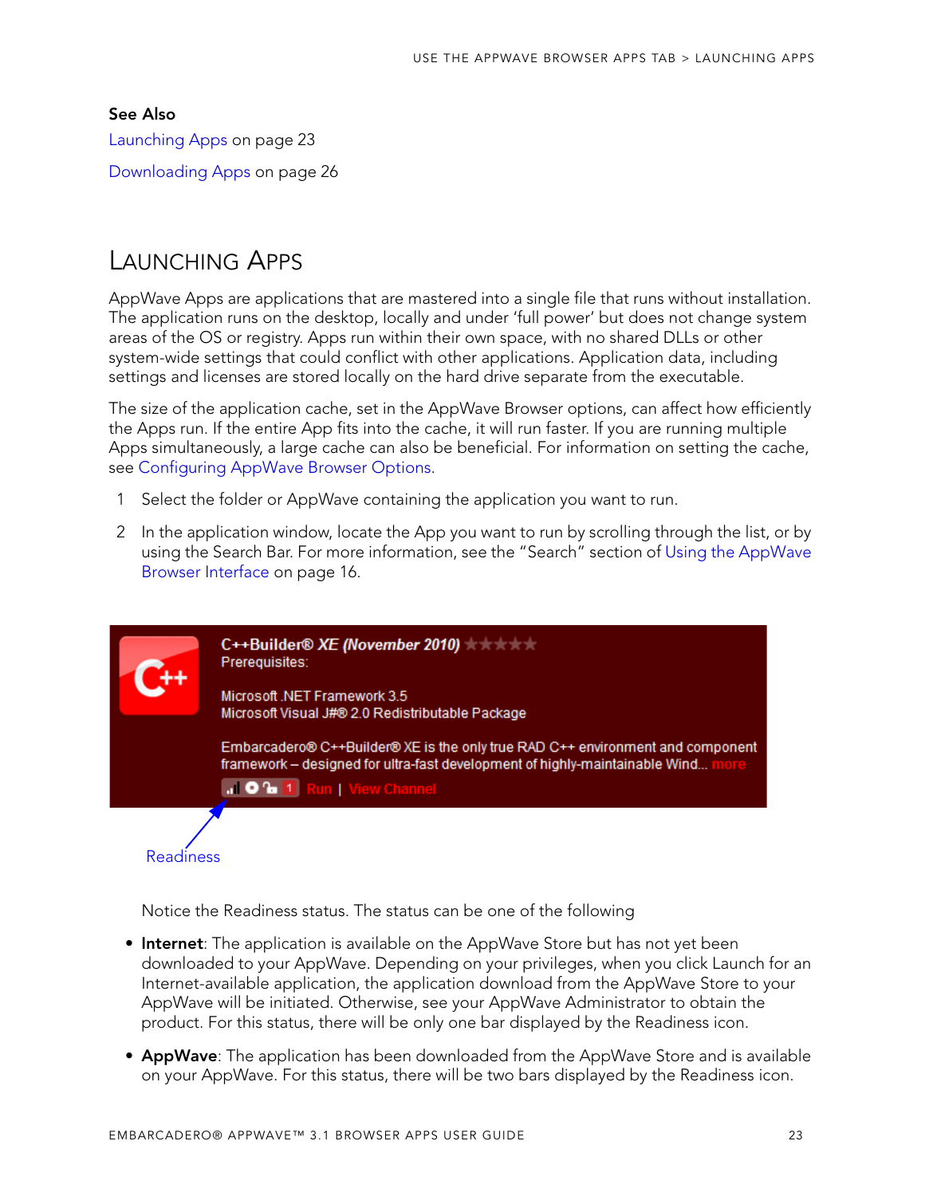**See Also**

Launching Apps on page 23

Downloading Apps on page 26

# Launching Apps

AppWave Apps are applications that are mastered into a single file that runs without installation. The application runs on the desktop, locally and under 'full power' but does not change system areas of the OS or registry. Apps run within their own space, with no shared DLLs or other system-wide settings that could conflict with other applications. Application data, including settings and licenses are stored locally on the hard drive separate from the executable.

The size of the application cache, set in the AppWave Browser options, can affect how efficiently the Apps run. If the entire App fits into the cache, it will run faster. If you are running multiple Apps simultaneously, a large cache can also be beneficial. For information on setting the cache, see Configuring AppWave Browser Options.

1. Select the folder or AppWave containing the application you want to run.
2. In the application window, locate the App you want to run by scrolling through the list, or by using the Search Bar. For more information, see the "Search" section of Using the AppWave Browser Interface on page 16.

C++Builder® XE (November 2010)
Prerequisites:

Microsoft .NET Framework 3.5
Microsoft Visual J#® 2.0 Redistributable Package

Embarcadero® C++Builder® XE is the only true RAD C++ environment and component framework – designed for ultra-fast development of highly-maintainable Wind... more

Run | View Channel

Readiness

Notice the Readiness status. The status can be one of the following

- **Internet**: The application is available on the AppWave Store but has not yet been downloaded to your AppWave. Depending on your privileges, when you click Launch for an Internet-available application, the application download from the AppWave Store to your AppWave will be initiated. Otherwise, see your AppWave Administrator to obtain the product. For this status, there will be only one bar displayed by the Readiness icon.
- **AppWave**: The application has been downloaded from the AppWave Store and is available on your AppWave. For this status, there will be two bars displayed by the Readiness icon.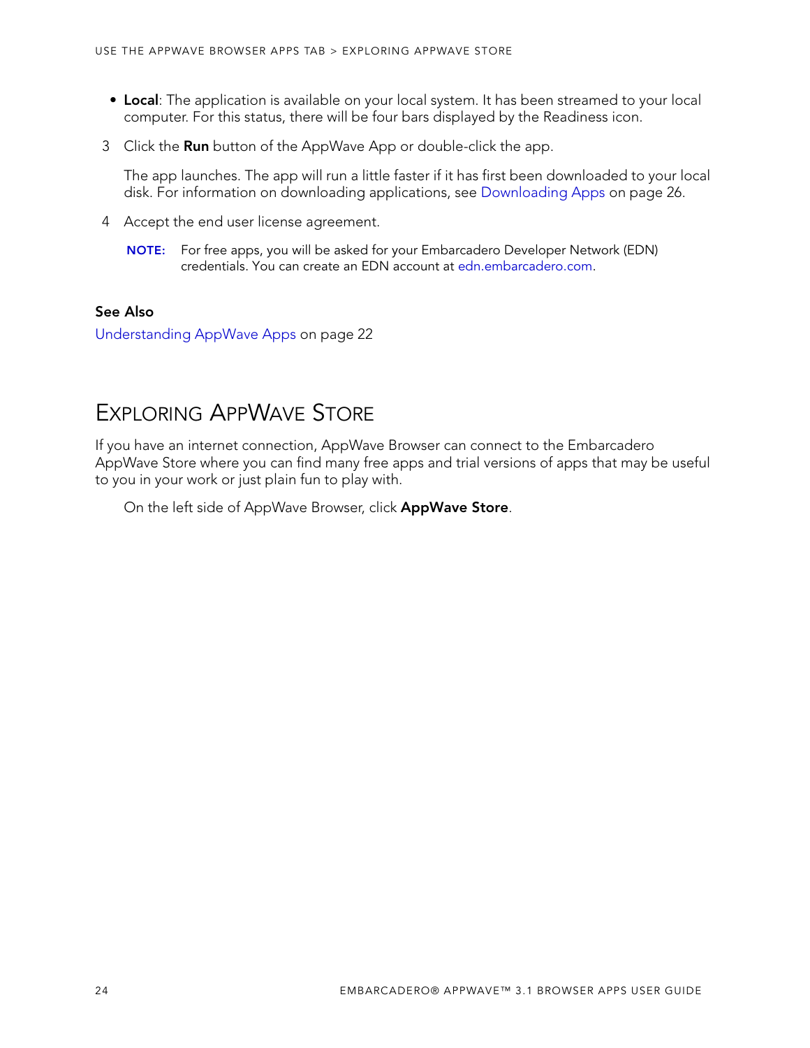- **Local**: The application is available on your local system. It has been streamed to your local computer. For this status, there will be four bars displayed by the Readiness icon.

3 Click the **Run** button of the AppWave App or double-click the app.

   The app launches. The app will run a little faster if it has first been downloaded to your local disk. For information on downloading applications, see Downloading Apps on page 26.

4 Accept the end user license agreement.

   **NOTE:** For free apps, you will be asked for your Embarcadero Developer Network (EDN) credentials. You can create an EDN account at edn.embarcadero.com.

**See Also**

Understanding AppWave Apps on page 22

## Exploring AppWave Store

If you have an internet connection, AppWave Browser can connect to the Embarcadero AppWave Store where you can find many free apps and trial versions of apps that may be useful to you in your work or just plain fun to play with.

On the left side of AppWave Browser, click **AppWave Store**.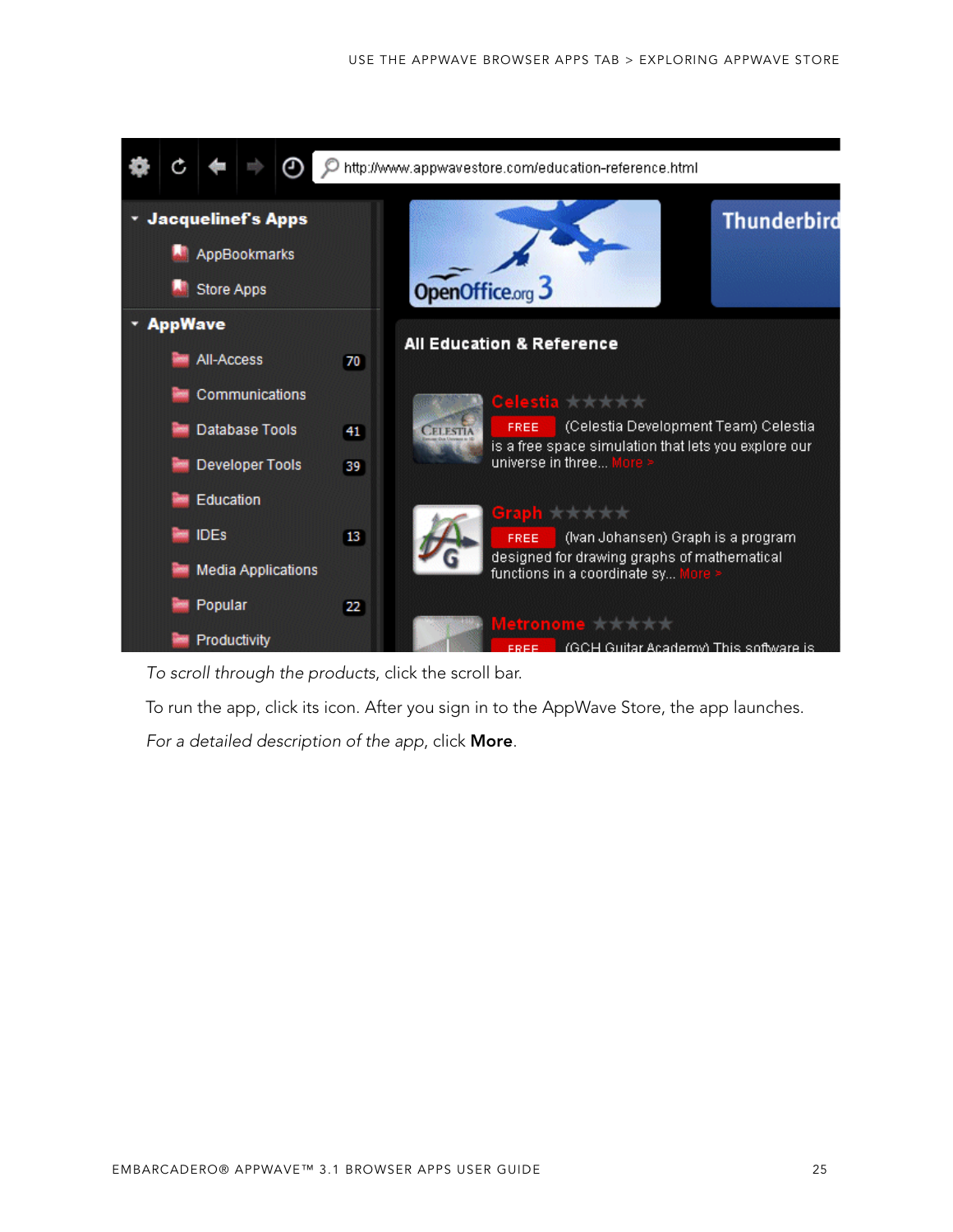*To scroll through the products*, click the scroll bar.

To run the app, click its icon. After you sign in to the AppWave Store, the app launches.

*For a detailed description of the app*, click **More**.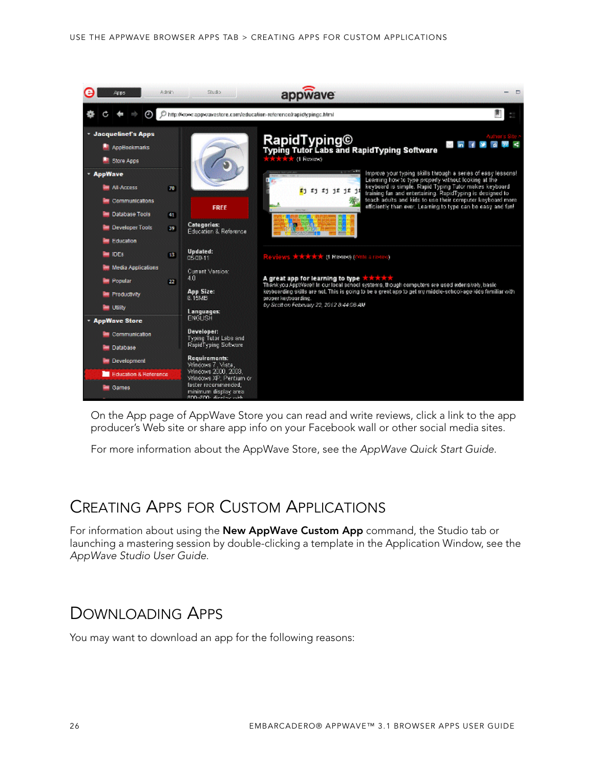On the App page of AppWave Store you can read and write reviews, click a link to the app producer's Web site or share app info on your Facebook wall or other social media sites.

For more information about the AppWave Store, see the *AppWave Quick Start Guide*.

## Creating Apps for Custom Applications

For information about using the **New AppWave Custom App** command, the Studio tab or launching a mastering session by double-clicking a template in the Application Window, see the *AppWave Studio User Guide*.

## Downloading Apps

You may want to download an app for the following reasons: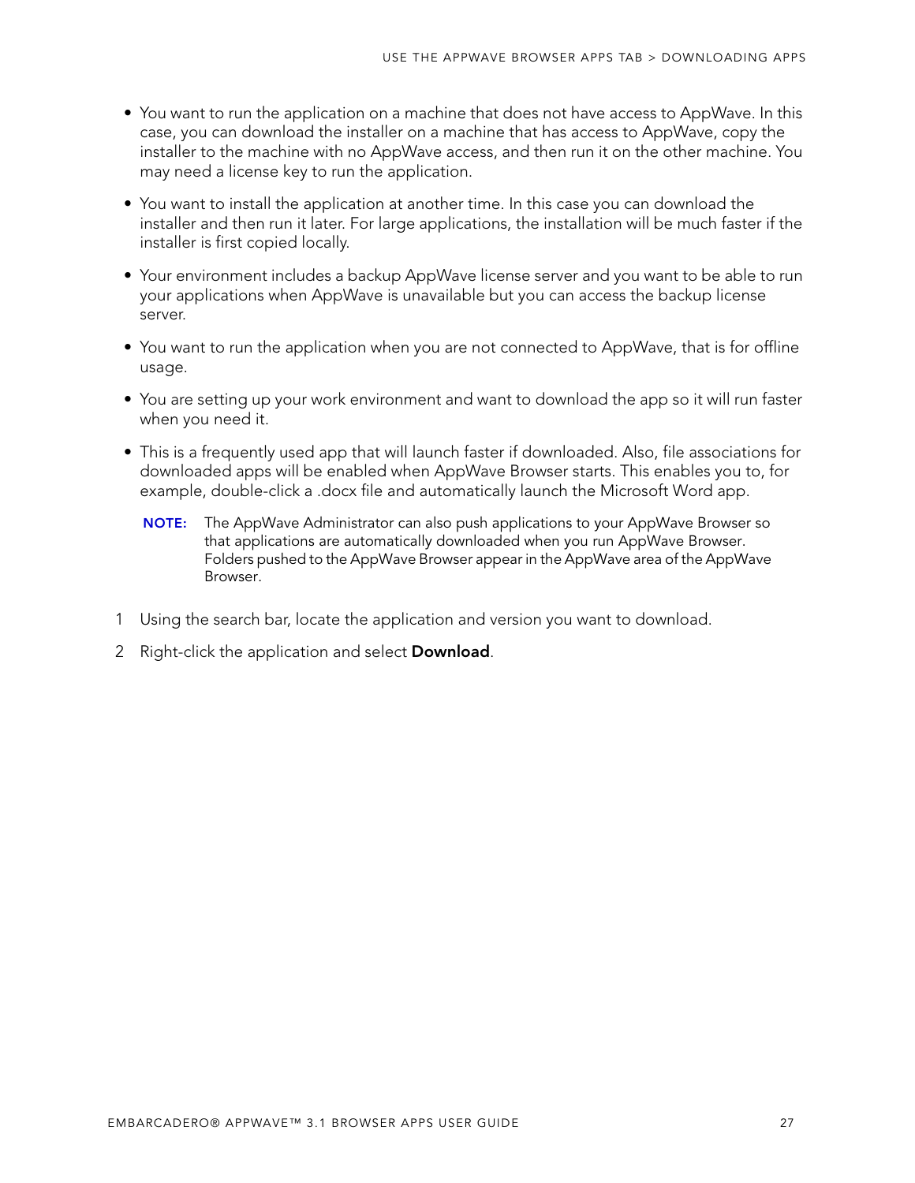- You want to run the application on a machine that does not have access to AppWave. In this case, you can download the installer on a machine that has access to AppWave, copy the installer to the machine with no AppWave access, and then run it on the other machine. You may need a license key to run the application.
- You want to install the application at another time. In this case you can download the installer and then run it later. For large applications, the installation will be much faster if the installer is first copied locally.
- Your environment includes a backup AppWave license server and you want to be able to run your applications when AppWave is unavailable but you can access the backup license server.
- You want to run the application when you are not connected to AppWave, that is for offline usage.
- You are setting up your work environment and want to download the app so it will run faster when you need it.
- This is a frequently used app that will launch faster if downloaded. Also, file associations for downloaded apps will be enabled when AppWave Browser starts. This enables you to, for example, double-click a .docx file and automatically launch the Microsoft Word app.

  **NOTE:** The AppWave Administrator can also push applications to your AppWave Browser so that applications are automatically downloaded when you run AppWave Browser. Folders pushed to the AppWave Browser appear in the AppWave area of the AppWave Browser.

1. Using the search bar, locate the application and version you want to download.
2. Right-click the application and select **Download**.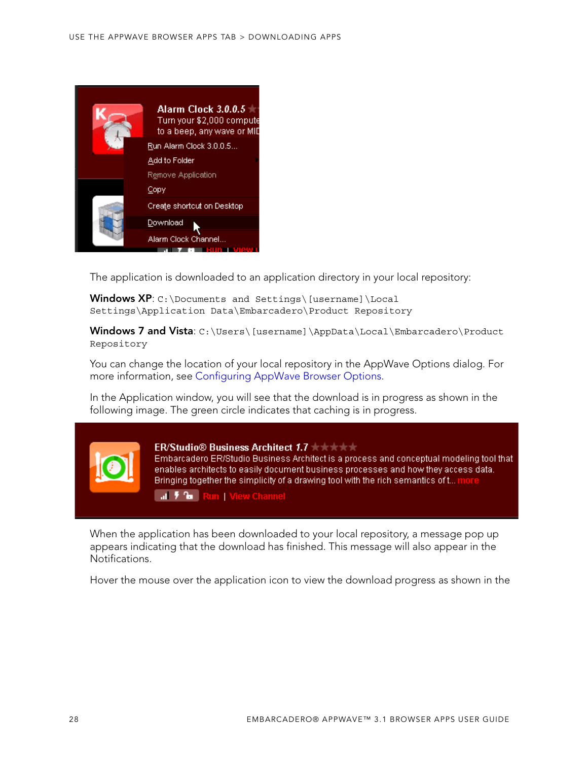The application is downloaded to an application directory in your local repository:

**Windows XP**: `C:\Documents and Settings\[username]\Local Settings\Application Data\Embarcadero\Product Repository`

**Windows 7 and Vista**: `C:\Users\[username]\AppData\Local\Embarcadero\Product Repository`

You can change the location of your local repository in the AppWave Options dialog. For more information, see Configuring AppWave Browser Options.

In the Application window, you will see that the download is in progress as shown in the following image. The green circle indicates that caching is in progress.

When the application has been downloaded to your local repository, a message pop up appears indicating that the download has finished. This message will also appear in the Notifications.

Hover the mouse over the application icon to view the download progress as shown in the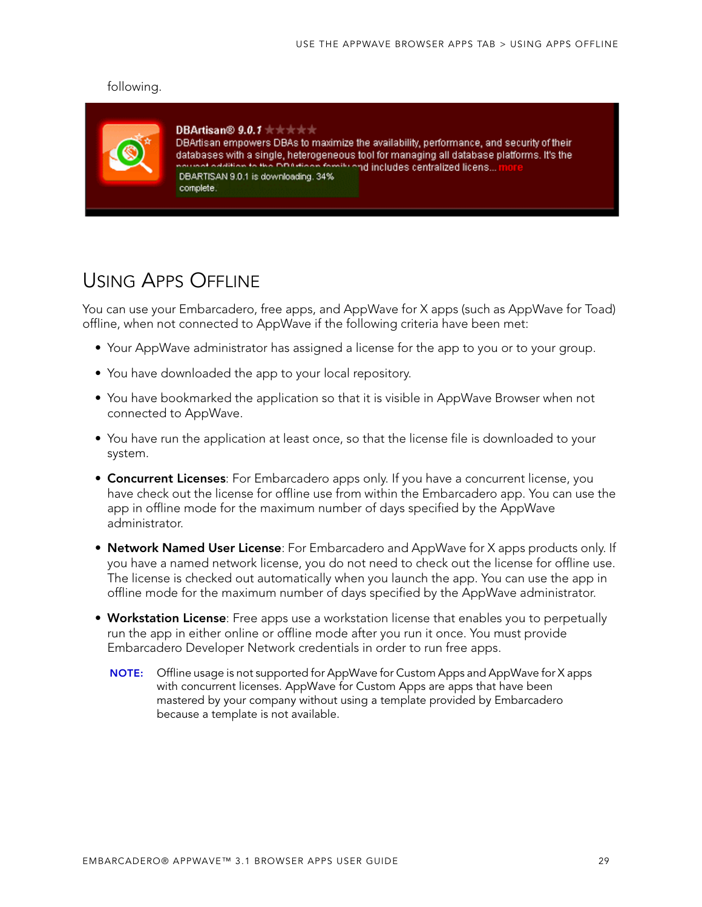following.

## Using Apps Offline

You can use your Embarcadero, free apps, and AppWave for X apps (such as AppWave for Toad) offline, when not connected to AppWave if the following criteria have been met:

- Your AppWave administrator has assigned a license for the app to you or to your group.
- You have downloaded the app to your local repository.
- You have bookmarked the application so that it is visible in AppWave Browser when not connected to AppWave.
- You have run the application at least once, so that the license file is downloaded to your system.
- **Concurrent Licenses**: For Embarcadero apps only. If you have a concurrent license, you have check out the license for offline use from within the Embarcadero app. You can use the app in offline mode for the maximum number of days specified by the AppWave administrator.
- **Network Named User License**: For Embarcadero and AppWave for X apps products only. If you have a named network license, you do not need to check out the license for offline use. The license is checked out automatically when you launch the app. You can use the app in offline mode for the maximum number of days specified by the AppWave administrator.
- **Workstation License**: Free apps use a workstation license that enables you to perpetually run the app in either online or offline mode after you run it once. You must provide Embarcadero Developer Network credentials in order to run free apps.

**NOTE:** Offline usage is not supported for AppWave for Custom Apps and AppWave for X apps with concurrent licenses. AppWave for Custom Apps are apps that have been mastered by your company without using a template provided by Embarcadero because a template is not available.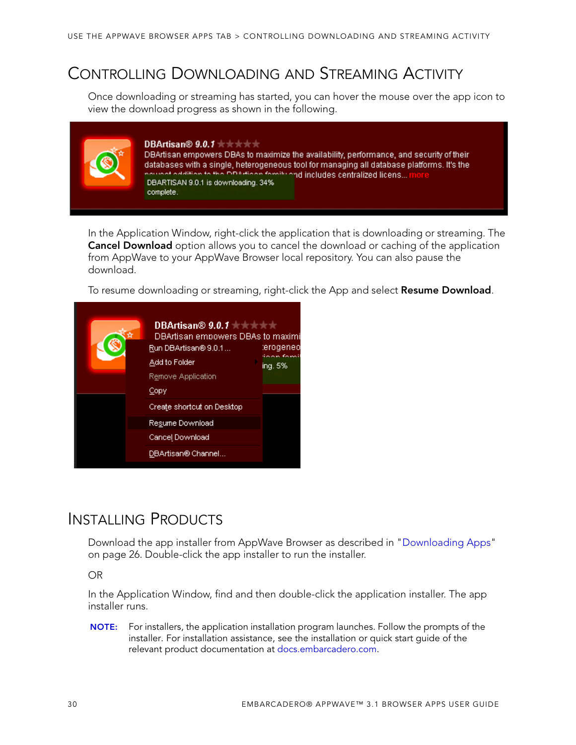## Controlling Downloading and Streaming Activity

Once downloading or streaming has started, you can hover the mouse over the app icon to view the download progress as shown in the following.

In the Application Window, right-click the application that is downloading or streaming. The **Cancel Download** option allows you to cancel the download or caching of the application from AppWave to your AppWave Browser local repository. You can also pause the download.

To resume downloading or streaming, right-click the App and select **Resume Download**.

## Installing Products

Download the app installer from AppWave Browser as described in "Downloading Apps" on page 26. Double-click the app installer to run the installer.

OR

In the Application Window, find and then double-click the application installer. The app installer runs.

**NOTE:** For installers, the application installation program launches. Follow the prompts of the installer. For installation assistance, see the installation or quick start guide of the relevant product documentation at docs.embarcadero.com.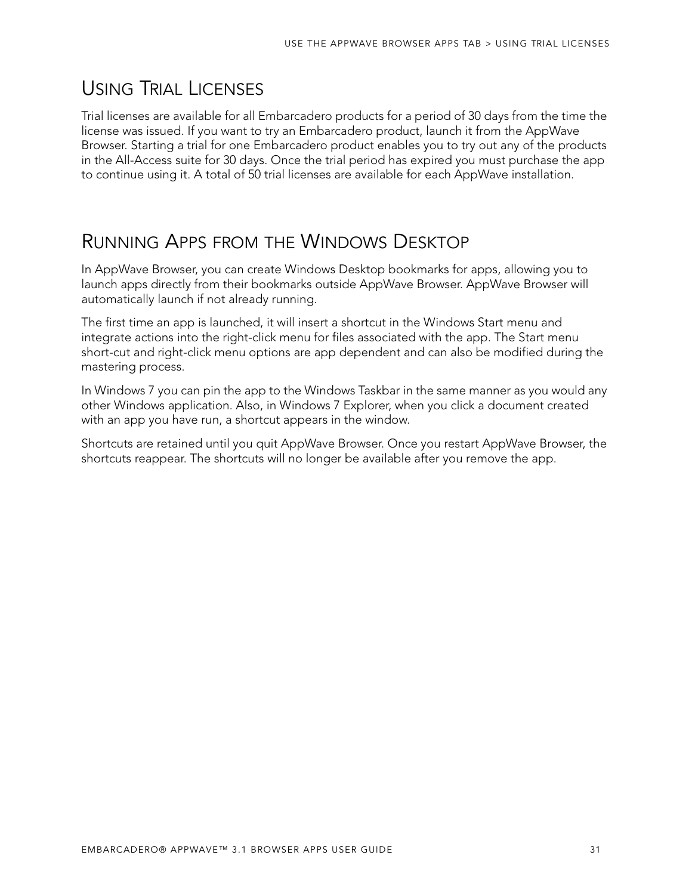## Using Trial Licenses

Trial licenses are available for all Embarcadero products for a period of 30 days from the time the license was issued. If you want to try an Embarcadero product, launch it from the AppWave Browser. Starting a trial for one Embarcadero product enables you to try out any of the products in the All-Access suite for 30 days. Once the trial period has expired you must purchase the app to continue using it. A total of 50 trial licenses are available for each AppWave installation.

## Running Apps from the Windows Desktop

In AppWave Browser, you can create Windows Desktop bookmarks for apps, allowing you to launch apps directly from their bookmarks outside AppWave Browser. AppWave Browser will automatically launch if not already running.

The first time an app is launched, it will insert a shortcut in the Windows Start menu and integrate actions into the right-click menu for files associated with the app. The Start menu short-cut and right-click menu options are app dependent and can also be modified during the mastering process.

In Windows 7 you can pin the app to the Windows Taskbar in the same manner as you would any other Windows application. Also, in Windows 7 Explorer, when you click a document created with an app you have run, a shortcut appears in the window.

Shortcuts are retained until you quit AppWave Browser. Once you restart AppWave Browser, the shortcuts reappear. The shortcuts will no longer be available after you remove the app.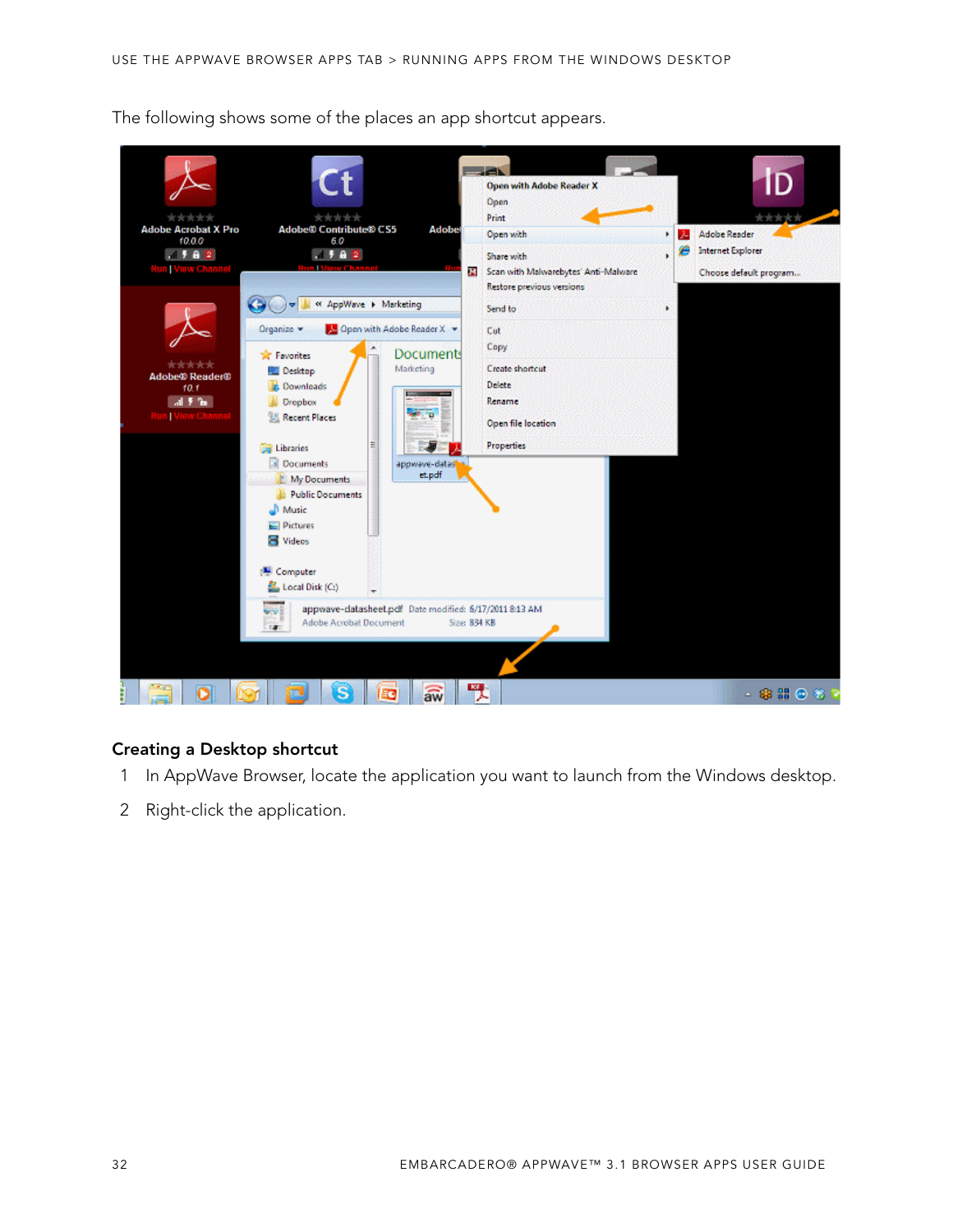The following shows some of the places an app shortcut appears.

### Creating a Desktop shortcut

1. In AppWave Browser, locate the application you want to launch from the Windows desktop.
2. Right-click the application.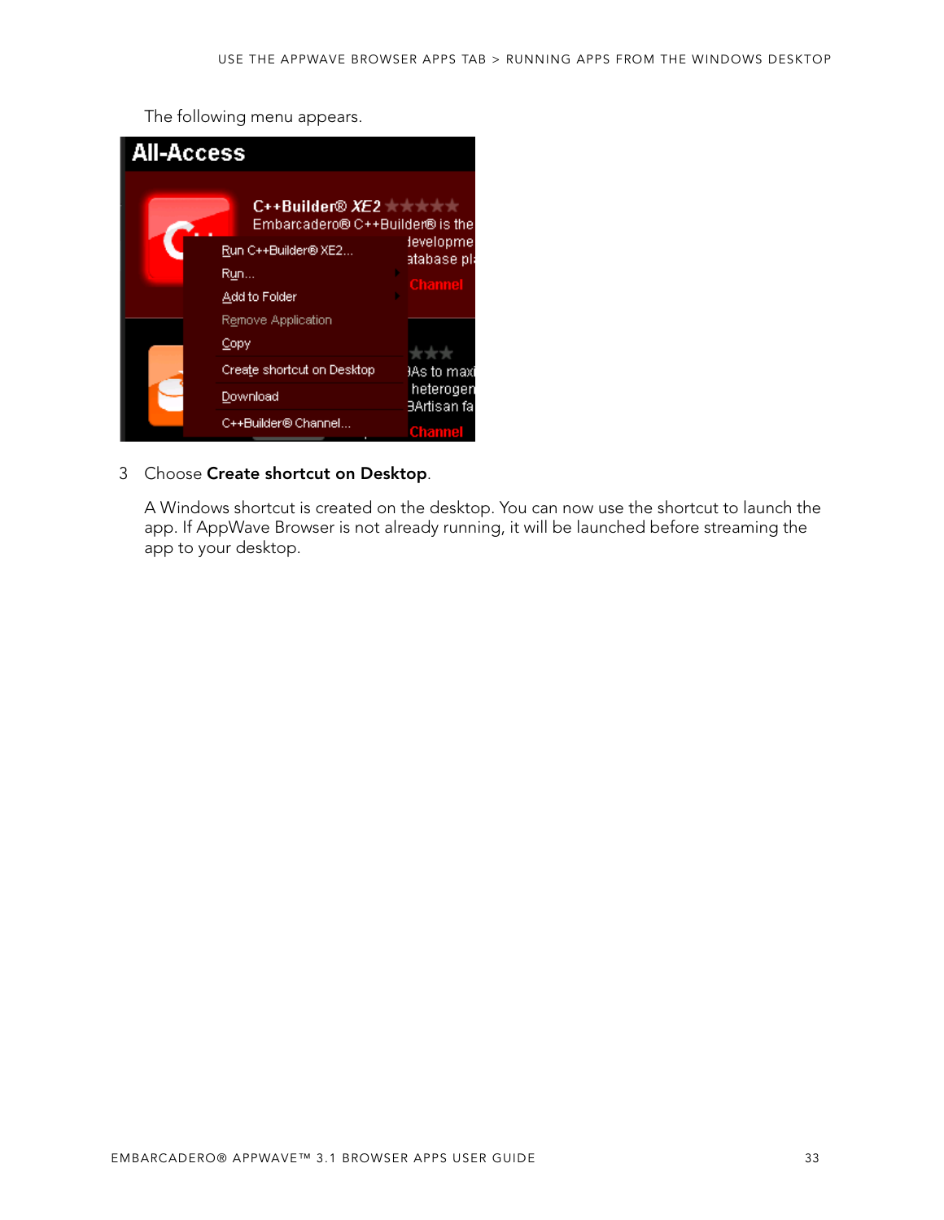The following menu appears.

3 Choose **Create shortcut on Desktop**.

A Windows shortcut is created on the desktop. You can now use the shortcut to launch the app. If AppWave Browser is not already running, it will be launched before streaming the app to your desktop.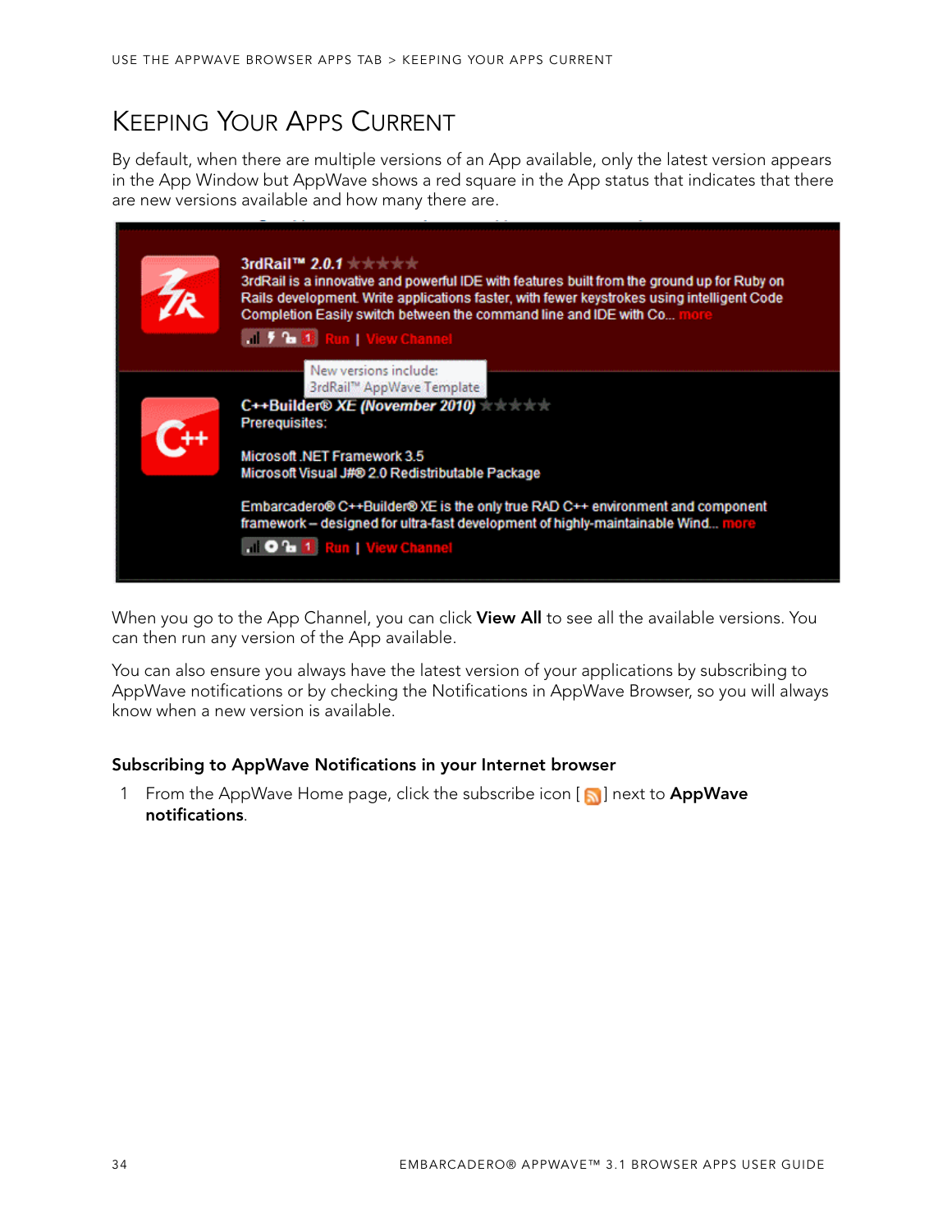# Keeping Your Apps Current

By default, when there are multiple versions of an App available, only the latest version appears in the App Window but AppWave shows a red square in the App status that indicates that there are new versions available and how many there are.

When you go to the App Channel, you can click **View All** to see all the available versions. You can then run any version of the App available.

You can also ensure you always have the latest version of your applications by subscribing to AppWave notifications or by checking the Notifications in AppWave Browser, so you will always know when a new version is available.

### Subscribing to AppWave Notifications in your Internet browser

1 From the AppWave Home page, click the subscribe icon [ ] next to **AppWave notifications**.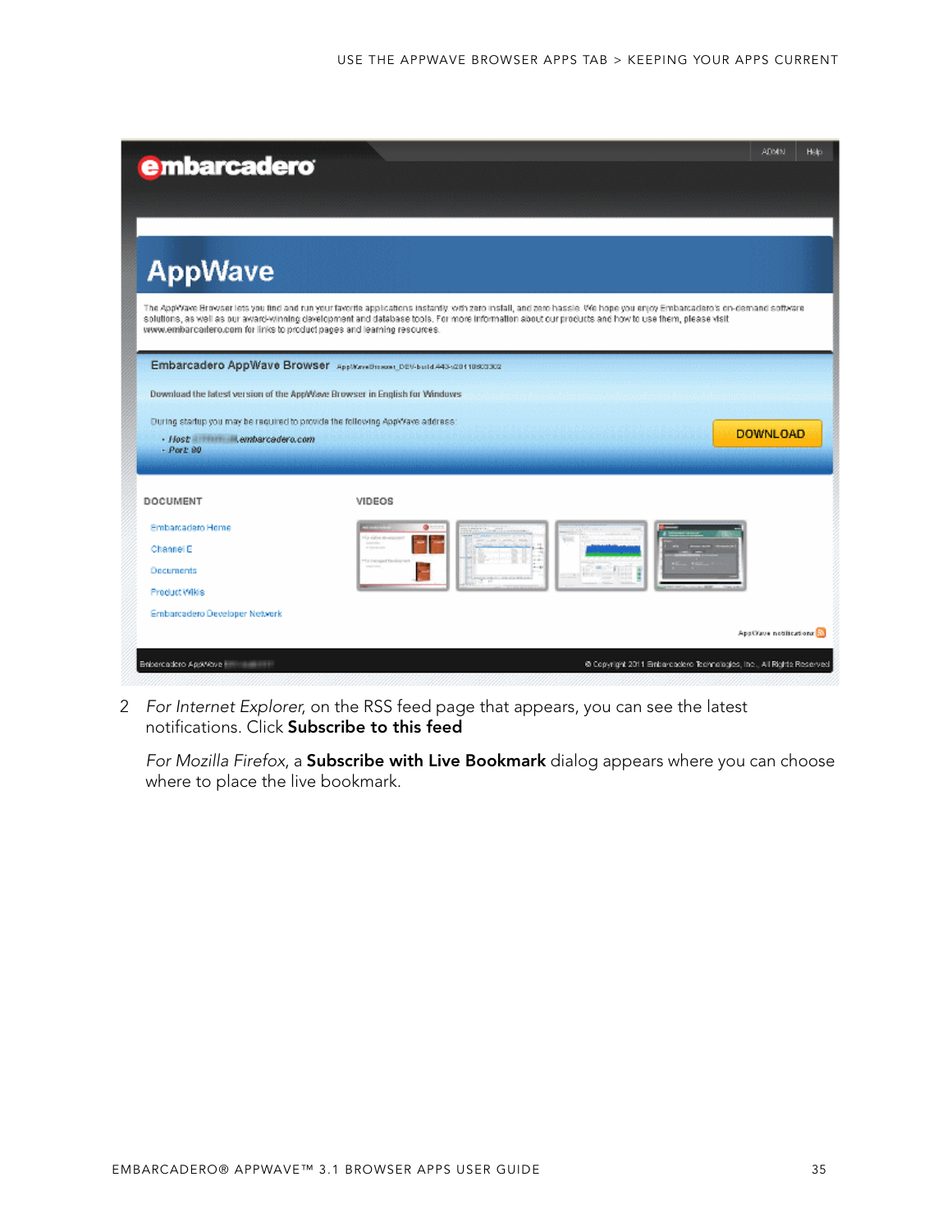2 *For Internet Explorer*, on the RSS feed page that appears, you can see the latest notifications. Click **Subscribe to this feed**

*For Mozilla Firefox*, a **Subscribe with Live Bookmark** dialog appears where you can choose where to place the live bookmark.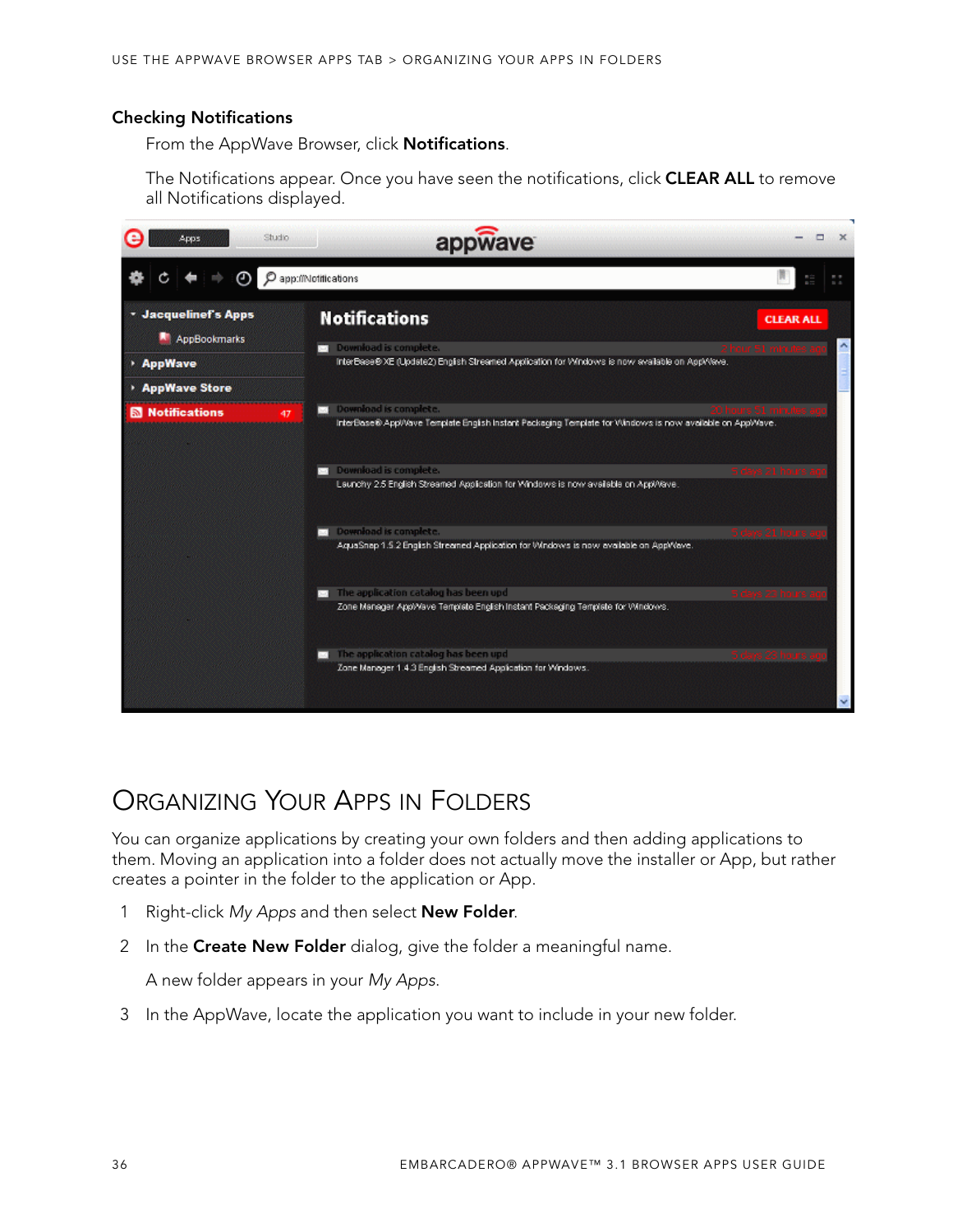### Checking Notifications

From the AppWave Browser, click **Notifications**.

The Notifications appear. Once you have seen the notifications, click **CLEAR ALL** to remove all Notifications displayed.

## Organizing Your Apps in Folders

You can organize applications by creating your own folders and then adding applications to them. Moving an application into a folder does not actually move the installer or App, but rather creates a pointer in the folder to the application or App.

1. Right-click *My Apps* and then select **New Folder**.
2. In the **Create New Folder** dialog, give the folder a meaningful name.

   A new folder appears in your *My Apps*.
3. In the AppWave, locate the application you want to include in your new folder.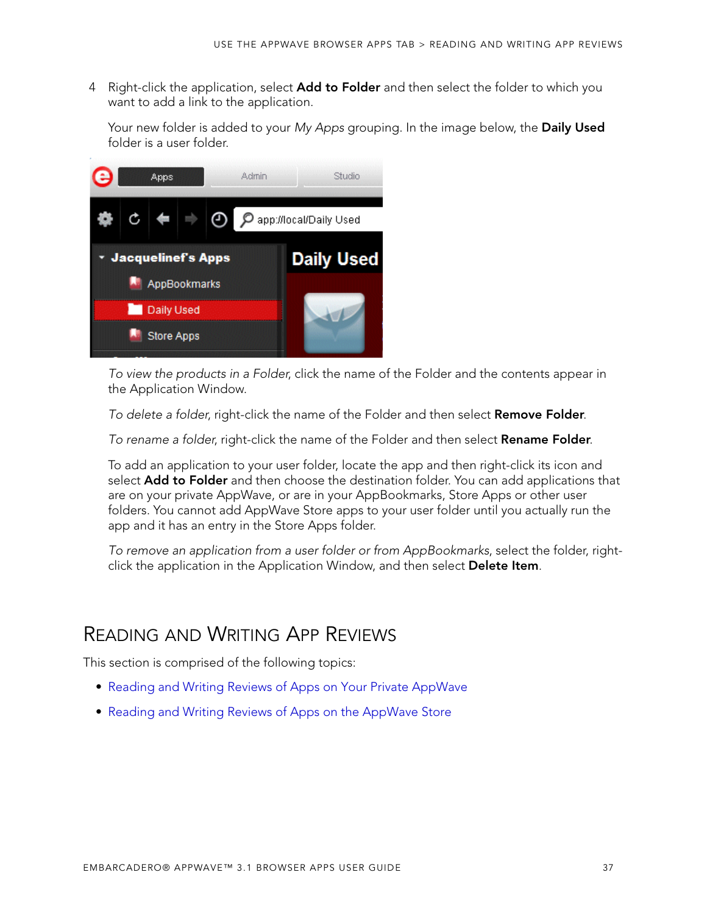4 Right-click the application, select **Add to Folder** and then select the folder to which you want to add a link to the application.

   Your new folder is added to your *My Apps* grouping. In the image below, the **Daily Used** folder is a user folder.

   *To view the products in a Folder*, click the name of the Folder and the contents appear in the Application Window.

   *To delete a folder*, right-click the name of the Folder and then select **Remove Folder**.

   *To rename a folder*, right-click the name of the Folder and then select **Rename Folder**.

   To add an application to your user folder, locate the app and then right-click its icon and select **Add to Folder** and then choose the destination folder. You can add applications that are on your private AppWave, or are in your AppBookmarks, Store Apps or other user folders. You cannot add AppWave Store apps to your user folder until you actually run the app and it has an entry in the Store Apps folder.

   *To remove an application from a user folder or from AppBookmarks*, select the folder, right-click the application in the Application Window, and then select **Delete Item**.

# Reading and Writing App Reviews

This section is comprised of the following topics:

- Reading and Writing Reviews of Apps on Your Private AppWave
- Reading and Writing Reviews of Apps on the AppWave Store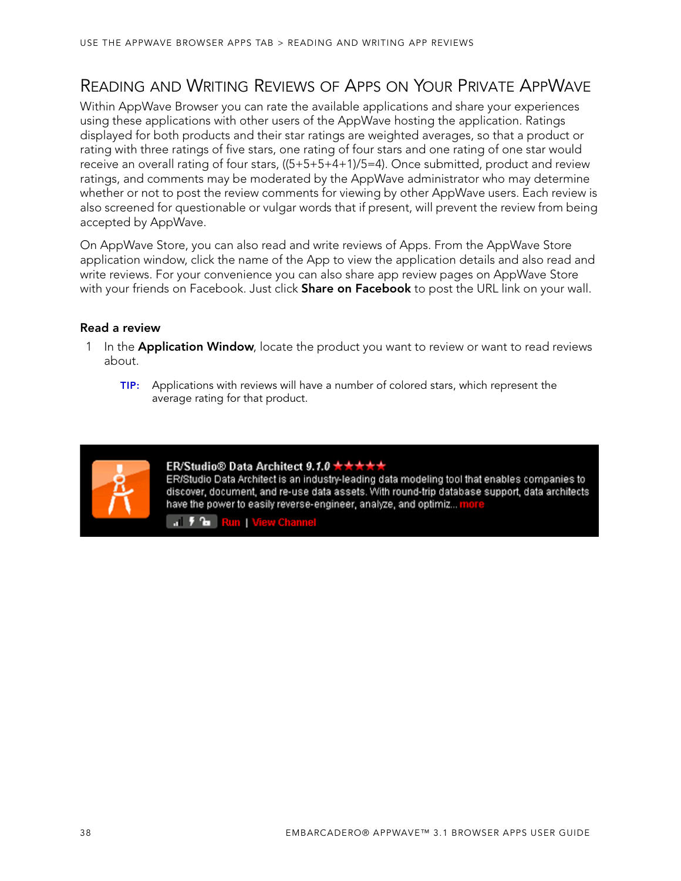# Reading and Writing Reviews of Apps on Your Private AppWave

Within AppWave Browser you can rate the available applications and share your experiences using these applications with other users of the AppWave hosting the application. Ratings displayed for both products and their star ratings are weighted averages, so that a product or rating with three ratings of five stars, one rating of four stars and one rating of one star would receive an overall rating of four stars, ((5+5+5+4+1)/5=4). Once submitted, product and review ratings, and comments may be moderated by the AppWave administrator who may determine whether or not to post the review comments for viewing by other AppWave users. Each review is also screened for questionable or vulgar words that if present, will prevent the review from being accepted by AppWave.

On AppWave Store, you can also read and write reviews of Apps. From the AppWave Store application window, click the name of the App to view the application details and also read and write reviews. For your convenience you can also share app review pages on AppWave Store with your friends on Facebook. Just click **Share on Facebook** to post the URL link on your wall.

### Read a review

1 In the **Application Window**, locate the product you want to review or want to read reviews about.

> **TIP:** Applications with reviews will have a number of colored stars, which represent the average rating for that product.

ER/Studio® Data Architect 9.1.0 ★★★★★
ER/Studio Data Architect is an industry-leading data modeling tool that enables companies to discover, document, and re-use data assets. With round-trip database support, data architects have the power to easily reverse-engineer, analyze, and optimiz... more
Run | View Channel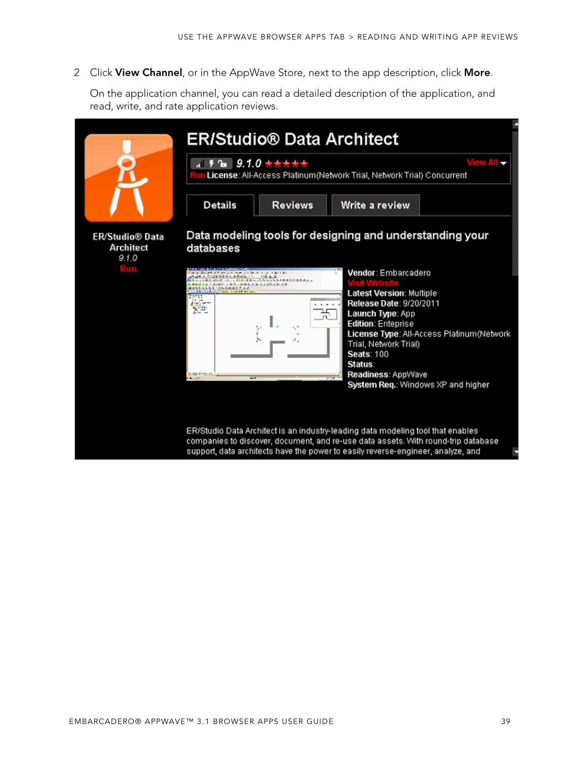2 Click **View Channel**, or in the AppWave Store, next to the app description, click **More**.

On the application channel, you can read a detailed description of the application, and read, write, and rate application reviews.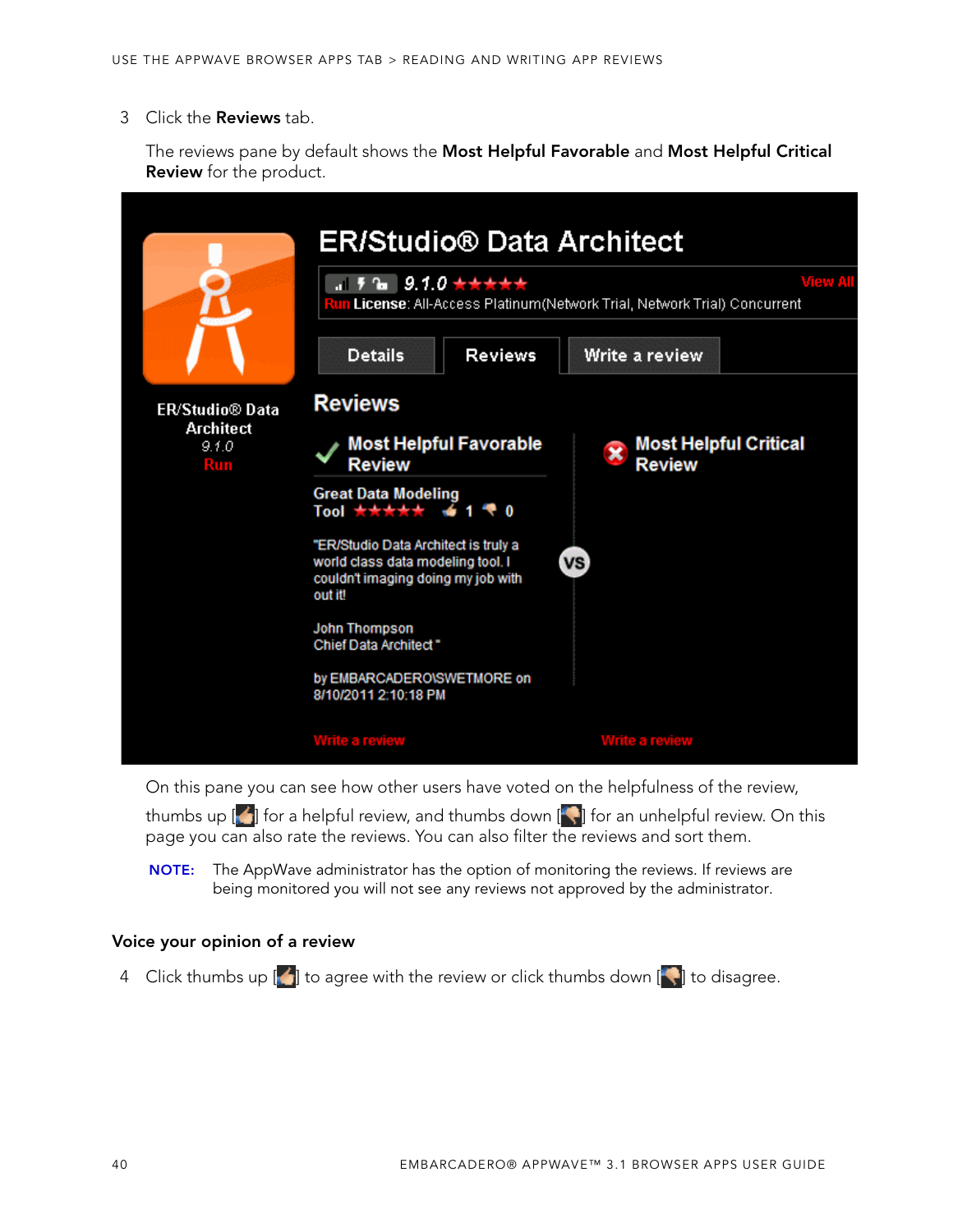3 Click the **Reviews** tab.

The reviews pane by default shows the **Most Helpful Favorable** and **Most Helpful Critical Review** for the product.

On this pane you can see how other users have voted on the helpfulness of the review, thumbs up [ ] for a helpful review, and thumbs down [ ] for an unhelpful review. On this page you can also rate the reviews. You can also filter the reviews and sort them.

**NOTE:** The AppWave administrator has the option of monitoring the reviews. If reviews are being monitored you will not see any reviews not approved by the administrator.

### Voice your opinion of a review

4 Click thumbs up [ ] to agree with the review or click thumbs down [ ] to disagree.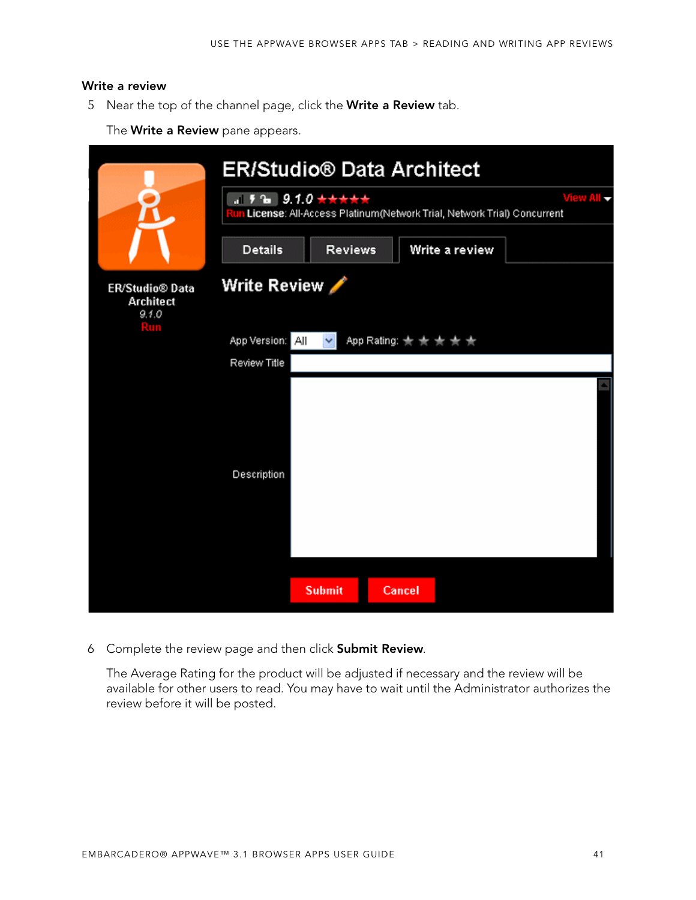### Write a review

5 Near the top of the channel page, click the **Write a Review** tab.

The **Write a Review** pane appears.

6 Complete the review page and then click **Submit Review**.

The Average Rating for the product will be adjusted if necessary and the review will be available for other users to read. You may have to wait until the Administrator authorizes the review before it will be posted.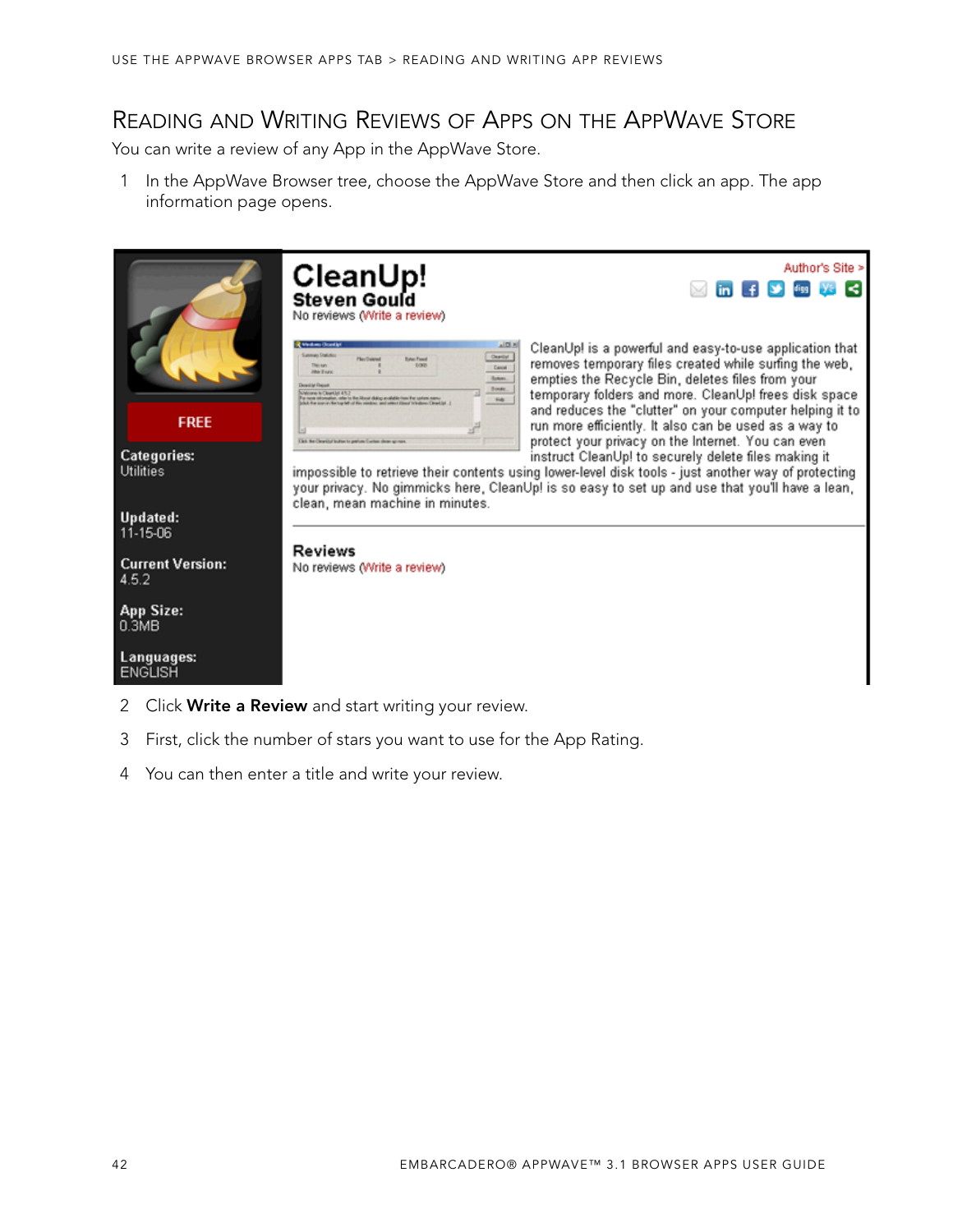# Reading and Writing Reviews of Apps on the AppWave Store

You can write a review of any App in the AppWave Store.

1. In the AppWave Browser tree, choose the AppWave Store and then click an app. The app information page opens.

2. Click **Write a Review** and start writing your review.
3. First, click the number of stars you want to use for the App Rating.
4. You can then enter a title and write your review.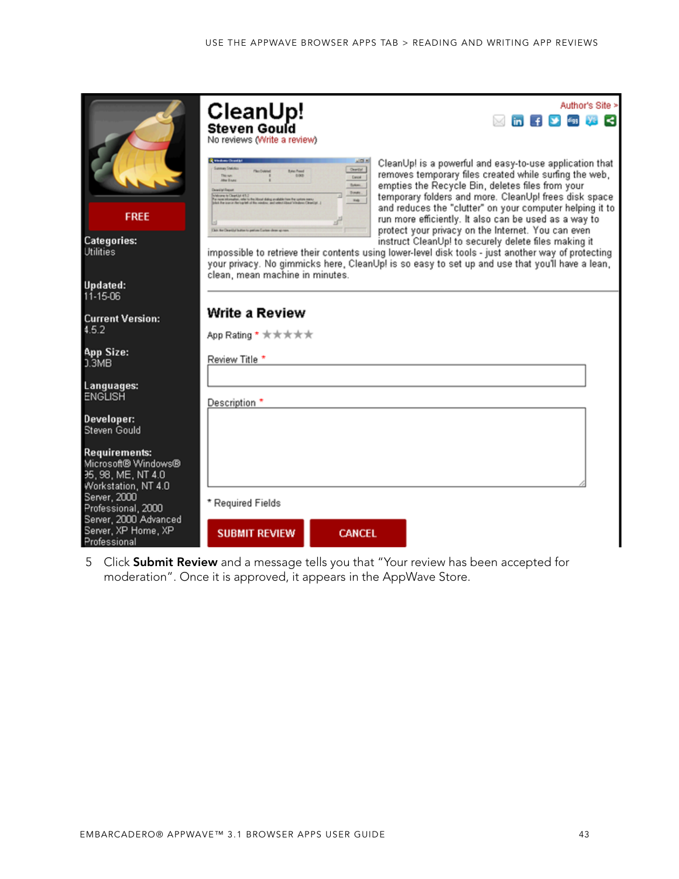**CleanUp!**
**Steven Gould**
No reviews (Write a review)

Author's Site >

FREE

**Categories:**
Utilities

**Updated:**
11-15-06

**Current Version:**
4.5.2

**App Size:**
0.3MB

**Languages:**
ENGLISH

**Developer:**
Steven Gould

**Requirements:**
Microsoft® Windows® 95, 98, ME, NT 4.0 Workstation, NT 4.0 Server, 2000 Professional, 2000 Server, 2000 Advanced Server, XP Home, XP Professional

CleanUp! is a powerful and easy-to-use application that removes temporary files created while surfing the web, empties the Recycle Bin, deletes files from your temporary folders and more. CleanUp! frees disk space and reduces the "clutter" on your computer helping it to run more efficiently. It also can be used as a way to protect your privacy on the Internet. You can even instruct CleanUp! to securely delete files making it impossible to retrieve their contents using lower-level disk tools - just another way of protecting your privacy. No gimmicks here, CleanUp! is so easy to set up and use that you'll have a lean, clean, mean machine in minutes.

**Write a Review**

App Rating *

Review Title *

Description *

\* Required Fields

SUBMIT REVIEW | CANCEL

5 Click **Submit Review** and a message tells you that "Your review has been accepted for moderation". Once it is approved, it appears in the AppWave Store.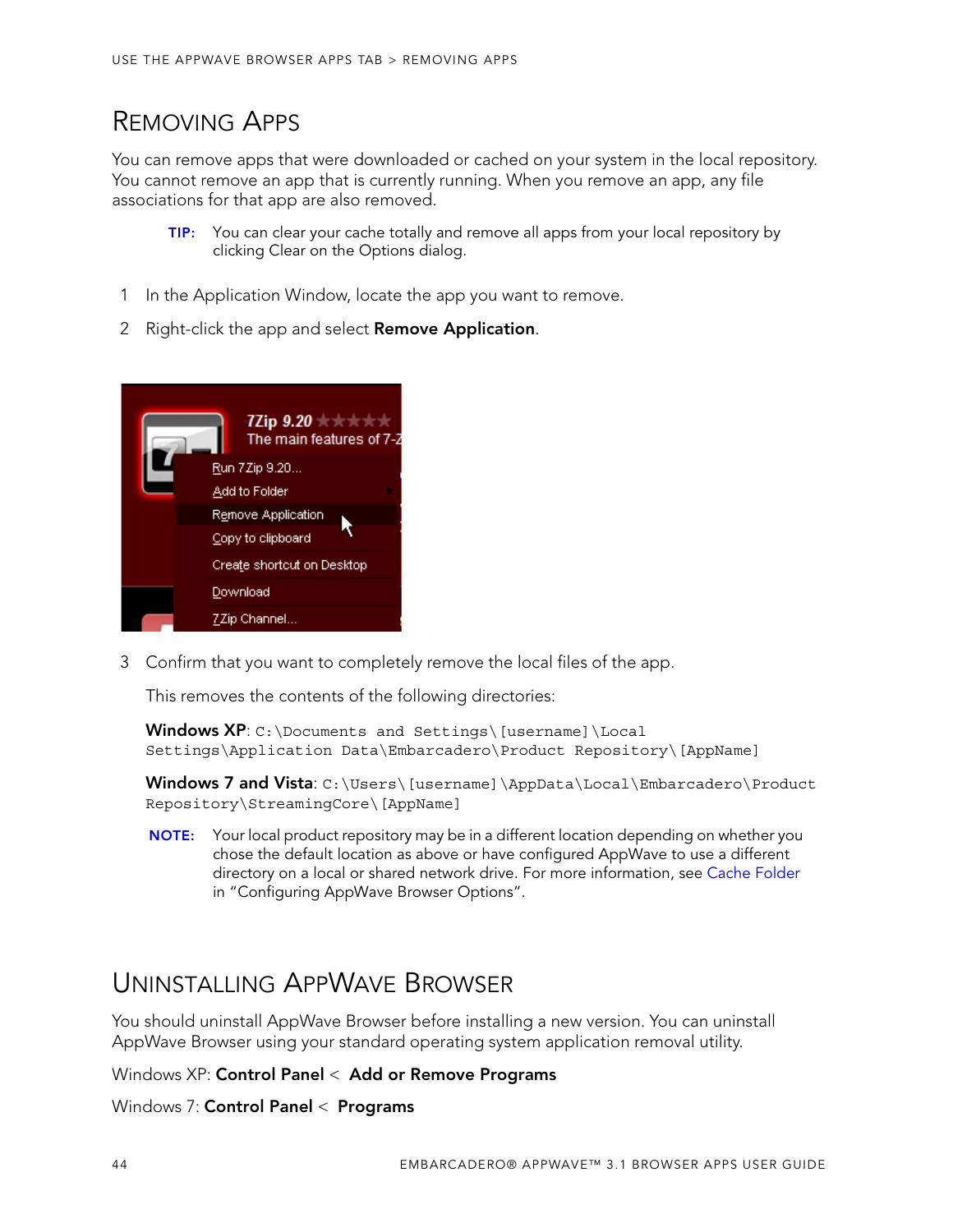# Removing Apps

You can remove apps that were downloaded or cached on your system in the local repository. You cannot remove an app that is currently running. When you remove an app, any file associations for that app are also removed.

> **TIP:** You can clear your cache totally and remove all apps from your local repository by clicking Clear on the Options dialog.

1. In the Application Window, locate the app you want to remove.
2. Right-click the app and select **Remove Application**.

3. Confirm that you want to completely remove the local files of the app.

   This removes the contents of the following directories:

   **Windows XP**: `C:\Documents and Settings\[username]\Local Settings\Application Data\Embarcadero\Product Repository\[AppName]`

   **Windows 7 and Vista**: `C:\Users\[username]\AppData\Local\Embarcadero\Product Repository\StreamingCore\[AppName]`

> **NOTE:** Your local product repository may be in a different location depending on whether you chose the default location as above or have configured AppWave to use a different directory on a local or shared network drive. For more information, see Cache Folder in "Configuring AppWave Browser Options".

# Uninstalling AppWave Browser

You should uninstall AppWave Browser before installing a new version. You can uninstall AppWave Browser using your standard operating system application removal utility.

Windows XP: **Control Panel** < **Add or Remove Programs**

Windows 7: **Control Panel** < **Programs**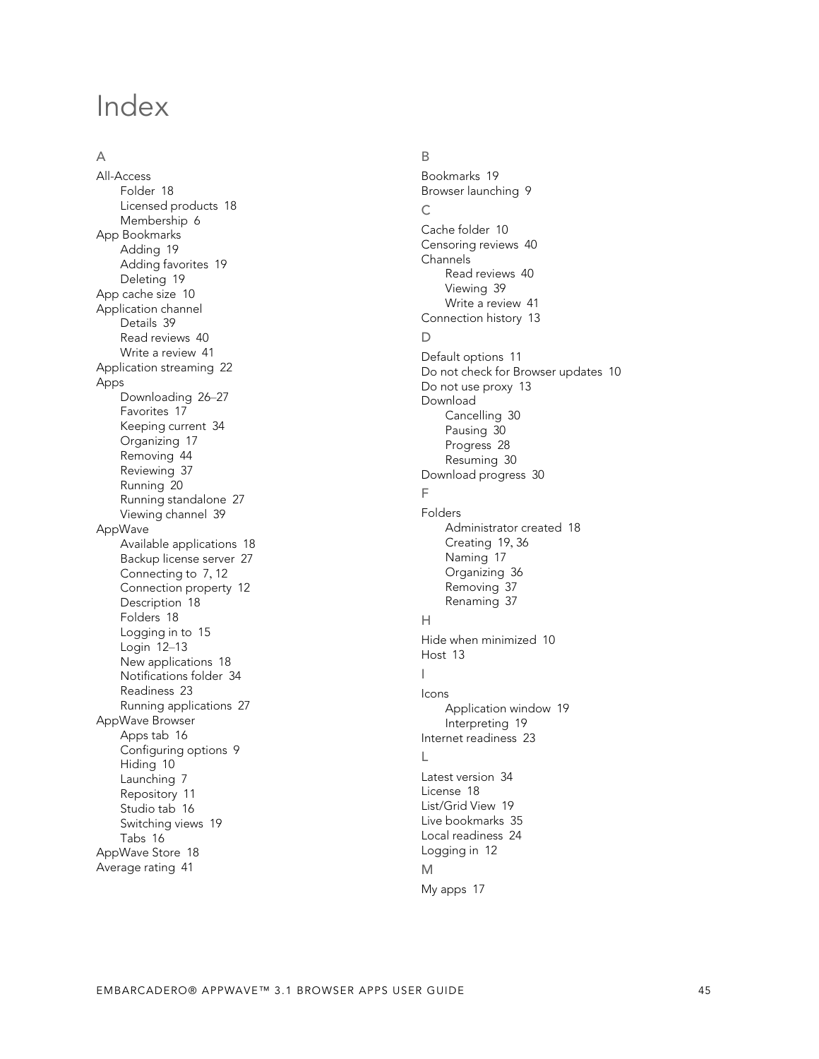# Index

## A

- All-Access
  - Folder 18
  - Licensed products 18
  - Membership 6
- App Bookmarks
  - Adding 19
  - Adding favorites 19
  - Deleting 19
- App cache size 10
- Application channel
  - Details 39
  - Read reviews 40
  - Write a review 41
- Application streaming 22
- Apps
  - Downloading 26–27
  - Favorites 17
  - Keeping current 34
  - Organizing 17
  - Removing 44
  - Reviewing 37
  - Running 20
  - Running standalone 27
  - Viewing channel 39
- AppWave
  - Available applications 18
  - Backup license server 27
  - Connecting to 7, 12
  - Connection property 12
  - Description 18
  - Folders 18
  - Logging in to 15
  - Login 12–13
  - New applications 18
  - Notifications folder 34
  - Readiness 23
  - Running applications 27
- AppWave Browser
  - Apps tab 16
  - Configuring options 9
  - Hiding 10
  - Launching 7
  - Repository 11
  - Studio tab 16
  - Switching views 19
  - Tabs 16
- AppWave Store 18
- Average rating 41

## B

- Bookmarks 19
- Browser launching 9

## C

- Cache folder 10
- Censoring reviews 40
- Channels
  - Read reviews 40
  - Viewing 39
  - Write a review 41
- Connection history 13

## D

- Default options 11
- Do not check for Browser updates 10
- Do not use proxy 13
- Download
  - Cancelling 30
  - Pausing 30
  - Progress 28
  - Resuming 30
- Download progress 30

## F

- Folders
  - Administrator created 18
  - Creating 19, 36
  - Naming 17
  - Organizing 36
  - Removing 37
  - Renaming 37

## H

- Hide when minimized 10
- Host 13

## I

- Icons
  - Application window 19
  - Interpreting 19
- Internet readiness 23

## L

- Latest version 34
- License 18
- List/Grid View 19
- Live bookmarks 35
- Local readiness 24
- Logging in 12

## M

- My apps 17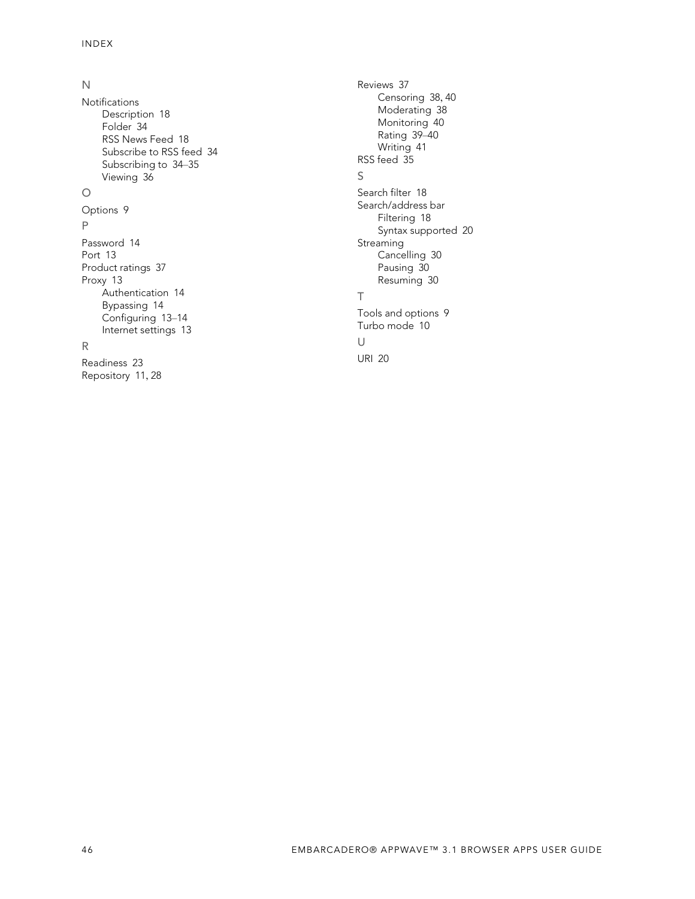## N

Notifications
- Description 18
- Folder 34
- RSS News Feed 18
- Subscribe to RSS feed 34
- Subscribing to 34–35
- Viewing 36

## O

Options 9

## P

Password 14
Port 13
Product ratings 37
Proxy 13
- Authentication 14
- Bypassing 14
- Configuring 13–14
- Internet settings 13

## R

Readiness 23
Repository 11, 28
Reviews 37
- Censoring 38, 40
- Moderating 38
- Monitoring 40
- Rating 39–40
- Writing 41

RSS feed 35

## S

Search filter 18
Search/address bar
- Filtering 18
- Syntax supported 20

Streaming
- Cancelling 30
- Pausing 30
- Resuming 30

## T

Tools and options 9
Turbo mode 10

## U

URI 20